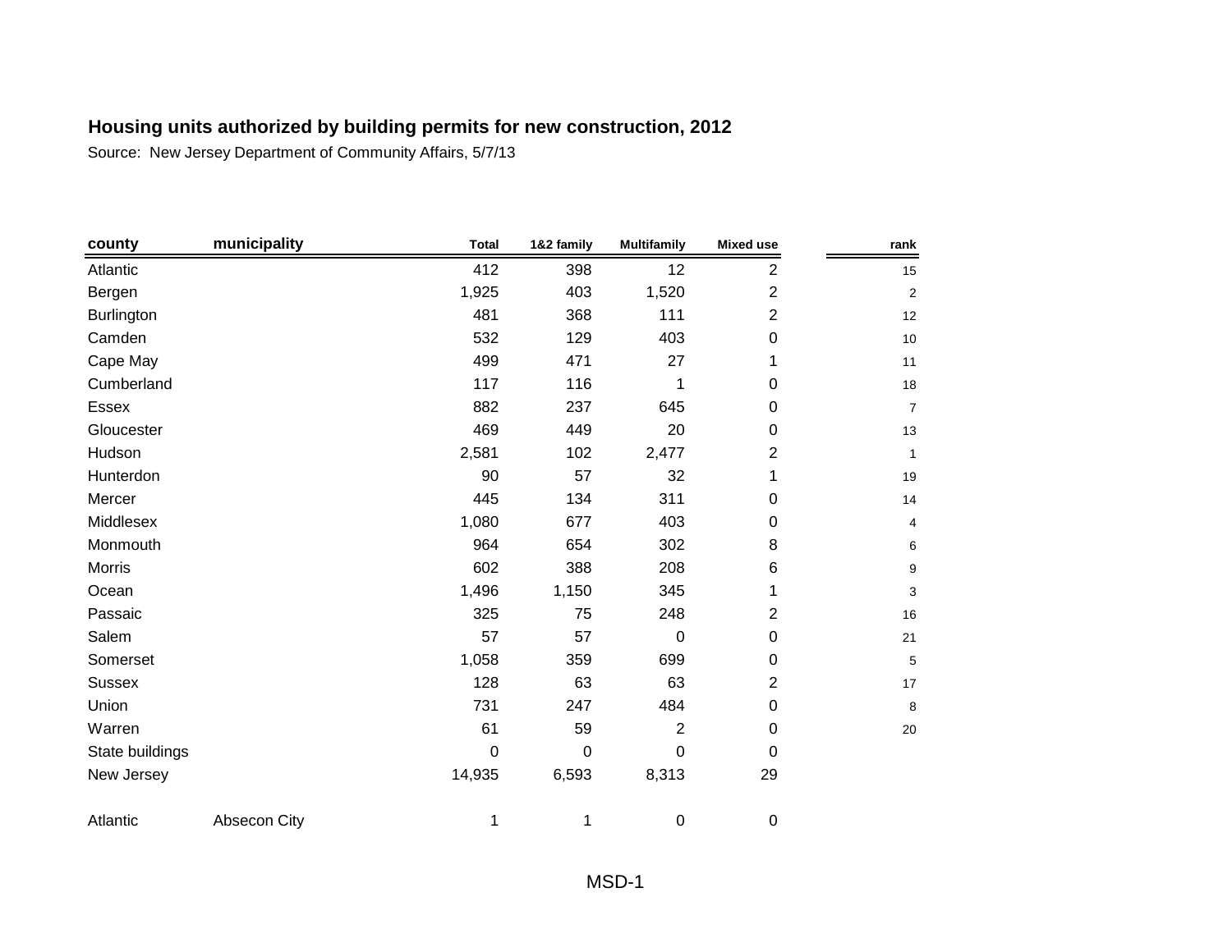# Housing units authorized by building permits for new construction, 2012

Source: New Jersey Department of Community Affairs, 5/7/13

| county | municipality | Total | 1&2 family | Multifamily | Mixed use | rank |
|---|---|---|---|---|---|---|
| Atlantic | | 412 | 398 | 12 | 2 | 15 |
| Bergen | | 1,925 | 403 | 1,520 | 2 | 2 |
| Burlington | | 481 | 368 | 111 | 2 | 12 |
| Camden | | 532 | 129 | 403 | 0 | 10 |
| Cape May | | 499 | 471 | 27 | 1 | 11 |
| Cumberland | | 117 | 116 | 1 | 0 | 18 |
| Essex | | 882 | 237 | 645 | 0 | 7 |
| Gloucester | | 469 | 449 | 20 | 0 | 13 |
| Hudson | | 2,581 | 102 | 2,477 | 2 | 1 |
| Hunterdon | | 90 | 57 | 32 | 1 | 19 |
| Mercer | | 445 | 134 | 311 | 0 | 14 |
| Middlesex | | 1,080 | 677 | 403 | 0 | 4 |
| Monmouth | | 964 | 654 | 302 | 8 | 6 |
| Morris | | 602 | 388 | 208 | 6 | 9 |
| Ocean | | 1,496 | 1,150 | 345 | 1 | 3 |
| Passaic | | 325 | 75 | 248 | 2 | 16 |
| Salem | | 57 | 57 | 0 | 0 | 21 |
| Somerset | | 1,058 | 359 | 699 | 0 | 5 |
| Sussex | | 128 | 63 | 63 | 2 | 17 |
| Union | | 731 | 247 | 484 | 0 | 8 |
| Warren | | 61 | 59 | 2 | 0 | 20 |
| State buildings | | 0 | 0 | 0 | 0 | |
| New Jersey | | 14,935 | 6,593 | 8,313 | 29 | |
| | | | | | | |
| Atlantic | Absecon City | 1 | 1 | 0 | 0 | |

MSD-1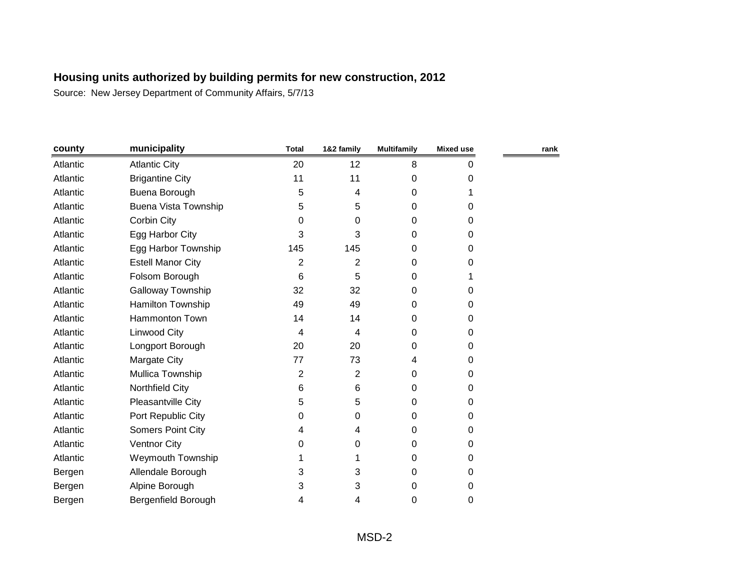## Housing units authorized by building permits for new construction, 2012

Source: New Jersey Department of Community Affairs, 5/7/13

| county | municipality | Total | 1&2 family | Multifamily | Mixed use | rank |
|---|---|---|---|---|---|---|
| Atlantic | Atlantic City | 20 | 12 | 8 | 0 | |
| Atlantic | Brigantine City | 11 | 11 | 0 | 0 | |
| Atlantic | Buena Borough | 5 | 4 | 0 | 1 | |
| Atlantic | Buena Vista Township | 5 | 5 | 0 | 0 | |
| Atlantic | Corbin City | 0 | 0 | 0 | 0 | |
| Atlantic | Egg Harbor City | 3 | 3 | 0 | 0 | |
| Atlantic | Egg Harbor Township | 145 | 145 | 0 | 0 | |
| Atlantic | Estell Manor City | 2 | 2 | 0 | 0 | |
| Atlantic | Folsom Borough | 6 | 5 | 0 | 1 | |
| Atlantic | Galloway Township | 32 | 32 | 0 | 0 | |
| Atlantic | Hamilton Township | 49 | 49 | 0 | 0 | |
| Atlantic | Hammonton Town | 14 | 14 | 0 | 0 | |
| Atlantic | Linwood City | 4 | 4 | 0 | 0 | |
| Atlantic | Longport Borough | 20 | 20 | 0 | 0 | |
| Atlantic | Margate City | 77 | 73 | 4 | 0 | |
| Atlantic | Mullica Township | 2 | 2 | 0 | 0 | |
| Atlantic | Northfield City | 6 | 6 | 0 | 0 | |
| Atlantic | Pleasantville City | 5 | 5 | 0 | 0 | |
| Atlantic | Port Republic City | 0 | 0 | 0 | 0 | |
| Atlantic | Somers Point City | 4 | 4 | 0 | 0 | |
| Atlantic | Ventnor City | 0 | 0 | 0 | 0 | |
| Atlantic | Weymouth Township | 1 | 1 | 0 | 0 | |
| Bergen | Allendale Borough | 3 | 3 | 0 | 0 | |
| Bergen | Alpine Borough | 3 | 3 | 0 | 0 | |
| Bergen | Bergenfield Borough | 4 | 4 | 0 | 0 | |

MSD-2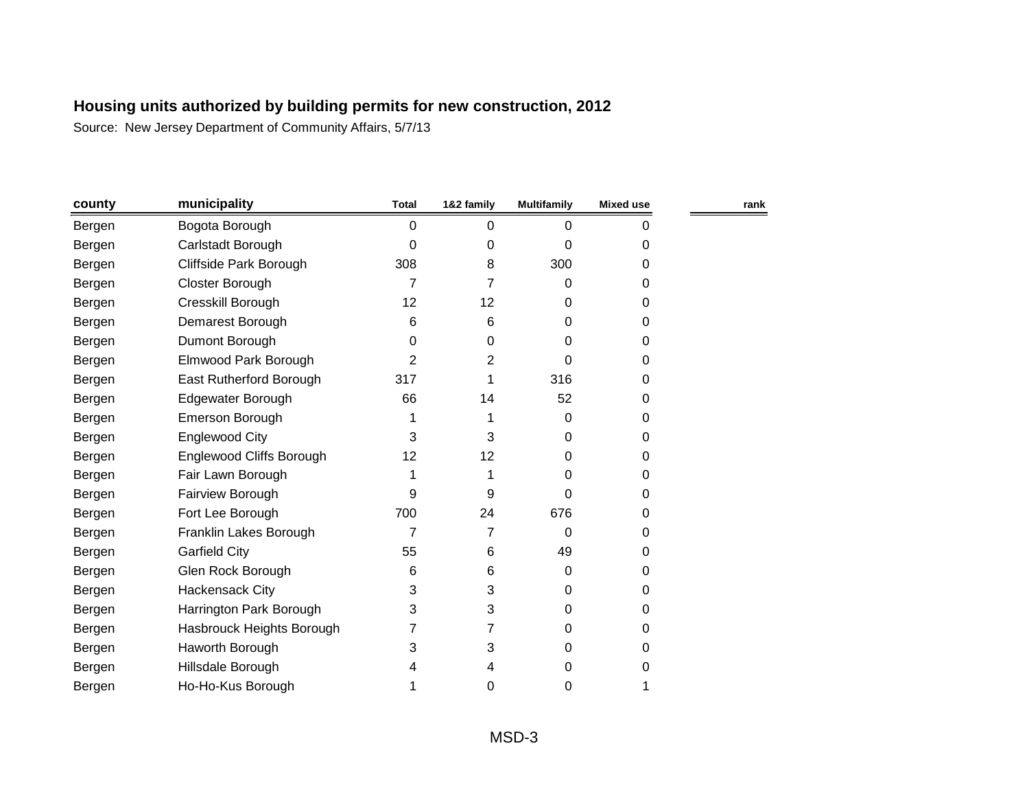**Housing units authorized by building permits for new construction, 2012**

Source: New Jersey Department of Community Affairs, 5/7/13

| county | municipality | Total | 1&2 family | Multifamily | Mixed use | rank |
|---|---|---|---|---|---|---|
| Bergen | Bogota Borough | 0 | 0 | 0 | 0 | |
| Bergen | Carlstadt Borough | 0 | 0 | 0 | 0 | |
| Bergen | Cliffside Park Borough | 308 | 8 | 300 | 0 | |
| Bergen | Closter Borough | 7 | 7 | 0 | 0 | |
| Bergen | Cresskill Borough | 12 | 12 | 0 | 0 | |
| Bergen | Demarest Borough | 6 | 6 | 0 | 0 | |
| Bergen | Dumont Borough | 0 | 0 | 0 | 0 | |
| Bergen | Elmwood Park Borough | 2 | 2 | 0 | 0 | |
| Bergen | East Rutherford Borough | 317 | 1 | 316 | 0 | |
| Bergen | Edgewater Borough | 66 | 14 | 52 | 0 | |
| Bergen | Emerson Borough | 1 | 1 | 0 | 0 | |
| Bergen | Englewood City | 3 | 3 | 0 | 0 | |
| Bergen | Englewood Cliffs Borough | 12 | 12 | 0 | 0 | |
| Bergen | Fair Lawn Borough | 1 | 1 | 0 | 0 | |
| Bergen | Fairview Borough | 9 | 9 | 0 | 0 | |
| Bergen | Fort Lee Borough | 700 | 24 | 676 | 0 | |
| Bergen | Franklin Lakes Borough | 7 | 7 | 0 | 0 | |
| Bergen | Garfield City | 55 | 6 | 49 | 0 | |
| Bergen | Glen Rock Borough | 6 | 6 | 0 | 0 | |
| Bergen | Hackensack City | 3 | 3 | 0 | 0 | |
| Bergen | Harrington Park Borough | 3 | 3 | 0 | 0 | |
| Bergen | Hasbrouck Heights Borough | 7 | 7 | 0 | 0 | |
| Bergen | Haworth Borough | 3 | 3 | 0 | 0 | |
| Bergen | Hillsdale Borough | 4 | 4 | 0 | 0 | |
| Bergen | Ho-Ho-Kus Borough | 1 | 0 | 0 | 1 | |

MSD-3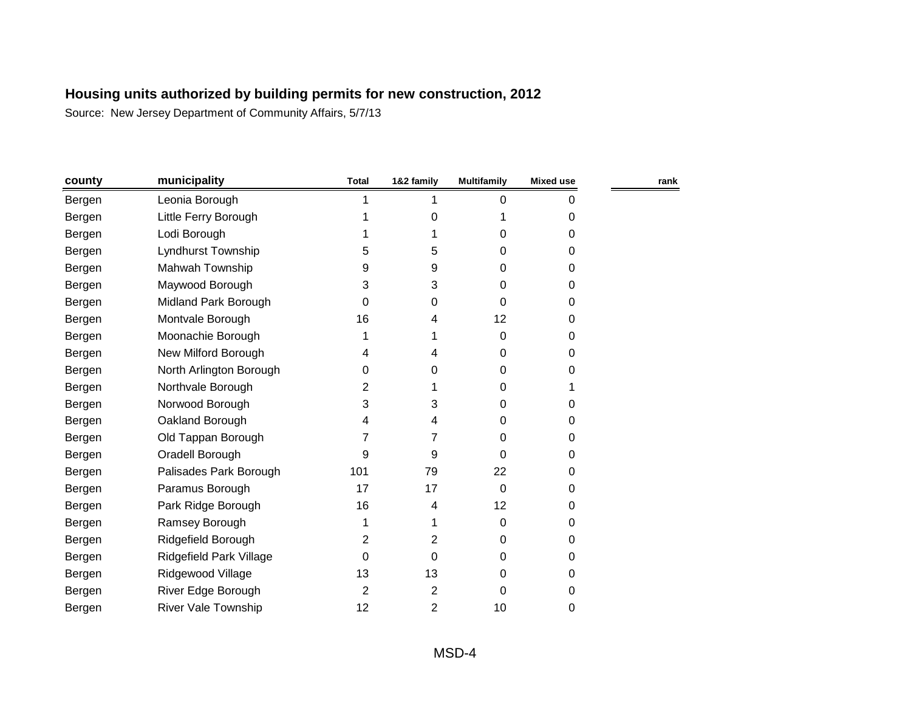# Housing units authorized by building permits for new construction, 2012

Source: New Jersey Department of Community Affairs, 5/7/13

| county | municipality | Total | 1&2 family | Multifamily | Mixed use | rank |
|---|---|---|---|---|---|---|
| Bergen | Leonia Borough | 1 | 1 | 0 | 0 | |
| Bergen | Little Ferry Borough | 1 | 0 | 1 | 0 | |
| Bergen | Lodi Borough | 1 | 1 | 0 | 0 | |
| Bergen | Lyndhurst Township | 5 | 5 | 0 | 0 | |
| Bergen | Mahwah Township | 9 | 9 | 0 | 0 | |
| Bergen | Maywood Borough | 3 | 3 | 0 | 0 | |
| Bergen | Midland Park Borough | 0 | 0 | 0 | 0 | |
| Bergen | Montvale Borough | 16 | 4 | 12 | 0 | |
| Bergen | Moonachie Borough | 1 | 1 | 0 | 0 | |
| Bergen | New Milford Borough | 4 | 4 | 0 | 0 | |
| Bergen | North Arlington Borough | 0 | 0 | 0 | 0 | |
| Bergen | Northvale Borough | 2 | 1 | 0 | 1 | |
| Bergen | Norwood Borough | 3 | 3 | 0 | 0 | |
| Bergen | Oakland Borough | 4 | 4 | 0 | 0 | |
| Bergen | Old Tappan Borough | 7 | 7 | 0 | 0 | |
| Bergen | Oradell Borough | 9 | 9 | 0 | 0 | |
| Bergen | Palisades Park Borough | 101 | 79 | 22 | 0 | |
| Bergen | Paramus Borough | 17 | 17 | 0 | 0 | |
| Bergen | Park Ridge Borough | 16 | 4 | 12 | 0 | |
| Bergen | Ramsey Borough | 1 | 1 | 0 | 0 | |
| Bergen | Ridgefield Borough | 2 | 2 | 0 | 0 | |
| Bergen | Ridgefield Park Village | 0 | 0 | 0 | 0 | |
| Bergen | Ridgewood Village | 13 | 13 | 0 | 0 | |
| Bergen | River Edge Borough | 2 | 2 | 0 | 0 | |
| Bergen | River Vale Township | 12 | 2 | 10 | 0 | |

MSD-4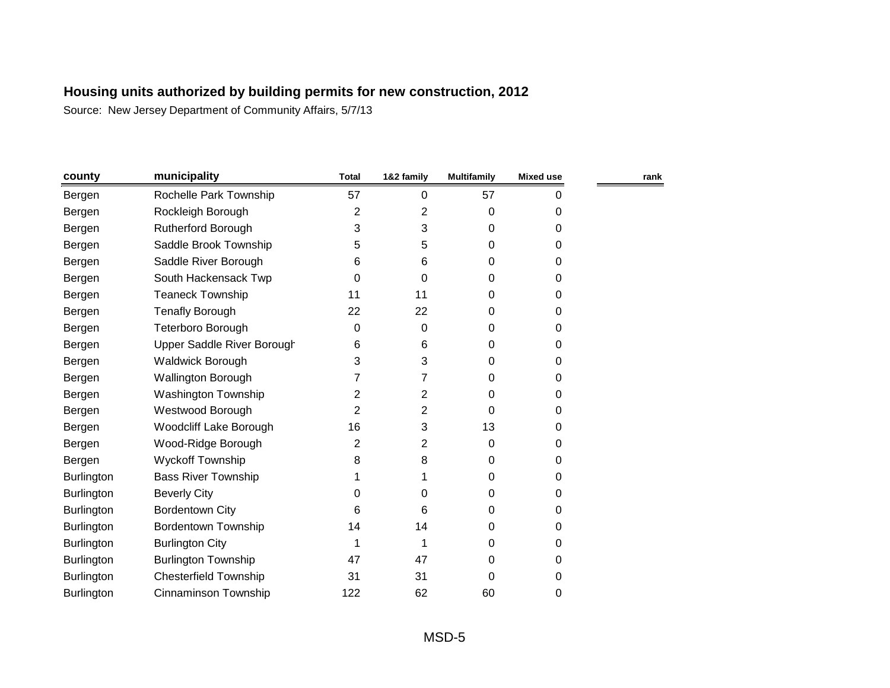**Housing units authorized by building permits for new construction, 2012**

Source: New Jersey Department of Community Affairs, 5/7/13

| county | municipality | Total | 1&2 family | Multifamily | Mixed use | rank |
|---|---|---|---|---|---|---|
| Bergen | Rochelle Park Township | 57 | 0 | 57 | 0 | |
| Bergen | Rockleigh Borough | 2 | 2 | 0 | 0 | |
| Bergen | Rutherford Borough | 3 | 3 | 0 | 0 | |
| Bergen | Saddle Brook Township | 5 | 5 | 0 | 0 | |
| Bergen | Saddle River Borough | 6 | 6 | 0 | 0 | |
| Bergen | South Hackensack Twp | 0 | 0 | 0 | 0 | |
| Bergen | Teaneck Township | 11 | 11 | 0 | 0 | |
| Bergen | Tenafly Borough | 22 | 22 | 0 | 0 | |
| Bergen | Teterboro Borough | 0 | 0 | 0 | 0 | |
| Bergen | Upper Saddle River Borough | 6 | 6 | 0 | 0 | |
| Bergen | Waldwick Borough | 3 | 3 | 0 | 0 | |
| Bergen | Wallington Borough | 7 | 7 | 0 | 0 | |
| Bergen | Washington Township | 2 | 2 | 0 | 0 | |
| Bergen | Westwood Borough | 2 | 2 | 0 | 0 | |
| Bergen | Woodcliff Lake Borough | 16 | 3 | 13 | 0 | |
| Bergen | Wood-Ridge Borough | 2 | 2 | 0 | 0 | |
| Bergen | Wyckoff Township | 8 | 8 | 0 | 0 | |
| Burlington | Bass River Township | 1 | 1 | 0 | 0 | |
| Burlington | Beverly City | 0 | 0 | 0 | 0 | |
| Burlington | Bordentown City | 6 | 6 | 0 | 0 | |
| Burlington | Bordentown Township | 14 | 14 | 0 | 0 | |
| Burlington | Burlington City | 1 | 1 | 0 | 0 | |
| Burlington | Burlington Township | 47 | 47 | 0 | 0 | |
| Burlington | Chesterfield Township | 31 | 31 | 0 | 0 | |
| Burlington | Cinnaminson Township | 122 | 62 | 60 | 0 | |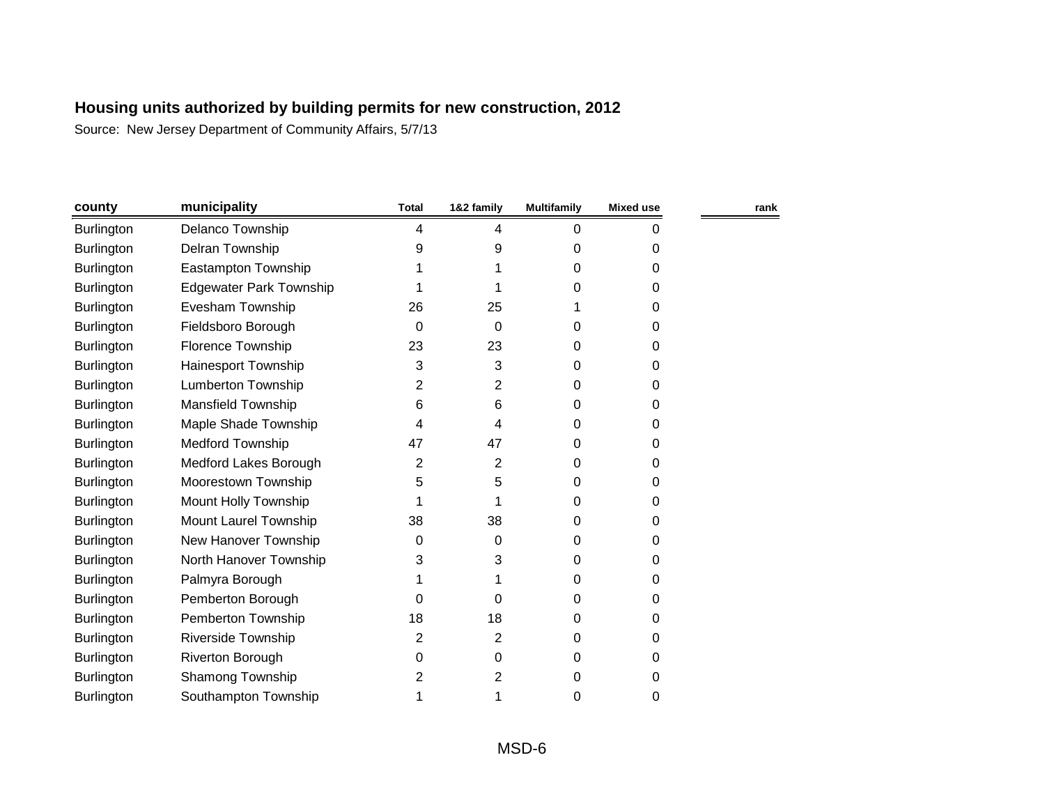**Housing units authorized by building permits for new construction, 2012**

Source: New Jersey Department of Community Affairs, 5/7/13

| county | municipality | Total | 1&2 family | Multifamily | Mixed use | rank |
|---|---|---|---|---|---|---|
| Burlington | Delanco Township | 4 | 4 | 0 | 0 | |
| Burlington | Delran Township | 9 | 9 | 0 | 0 | |
| Burlington | Eastampton Township | 1 | 1 | 0 | 0 | |
| Burlington | Edgewater Park Township | 1 | 1 | 0 | 0 | |
| Burlington | Evesham Township | 26 | 25 | 1 | 0 | |
| Burlington | Fieldsboro Borough | 0 | 0 | 0 | 0 | |
| Burlington | Florence Township | 23 | 23 | 0 | 0 | |
| Burlington | Hainesport Township | 3 | 3 | 0 | 0 | |
| Burlington | Lumberton Township | 2 | 2 | 0 | 0 | |
| Burlington | Mansfield Township | 6 | 6 | 0 | 0 | |
| Burlington | Maple Shade Township | 4 | 4 | 0 | 0 | |
| Burlington | Medford Township | 47 | 47 | 0 | 0 | |
| Burlington | Medford Lakes Borough | 2 | 2 | 0 | 0 | |
| Burlington | Moorestown Township | 5 | 5 | 0 | 0 | |
| Burlington | Mount Holly Township | 1 | 1 | 0 | 0 | |
| Burlington | Mount Laurel Township | 38 | 38 | 0 | 0 | |
| Burlington | New Hanover Township | 0 | 0 | 0 | 0 | |
| Burlington | North Hanover Township | 3 | 3 | 0 | 0 | |
| Burlington | Palmyra Borough | 1 | 1 | 0 | 0 | |
| Burlington | Pemberton Borough | 0 | 0 | 0 | 0 | |
| Burlington | Pemberton Township | 18 | 18 | 0 | 0 | |
| Burlington | Riverside Township | 2 | 2 | 0 | 0 | |
| Burlington | Riverton Borough | 0 | 0 | 0 | 0 | |
| Burlington | Shamong Township | 2 | 2 | 0 | 0 | |
| Burlington | Southampton Township | 1 | 1 | 0 | 0 | |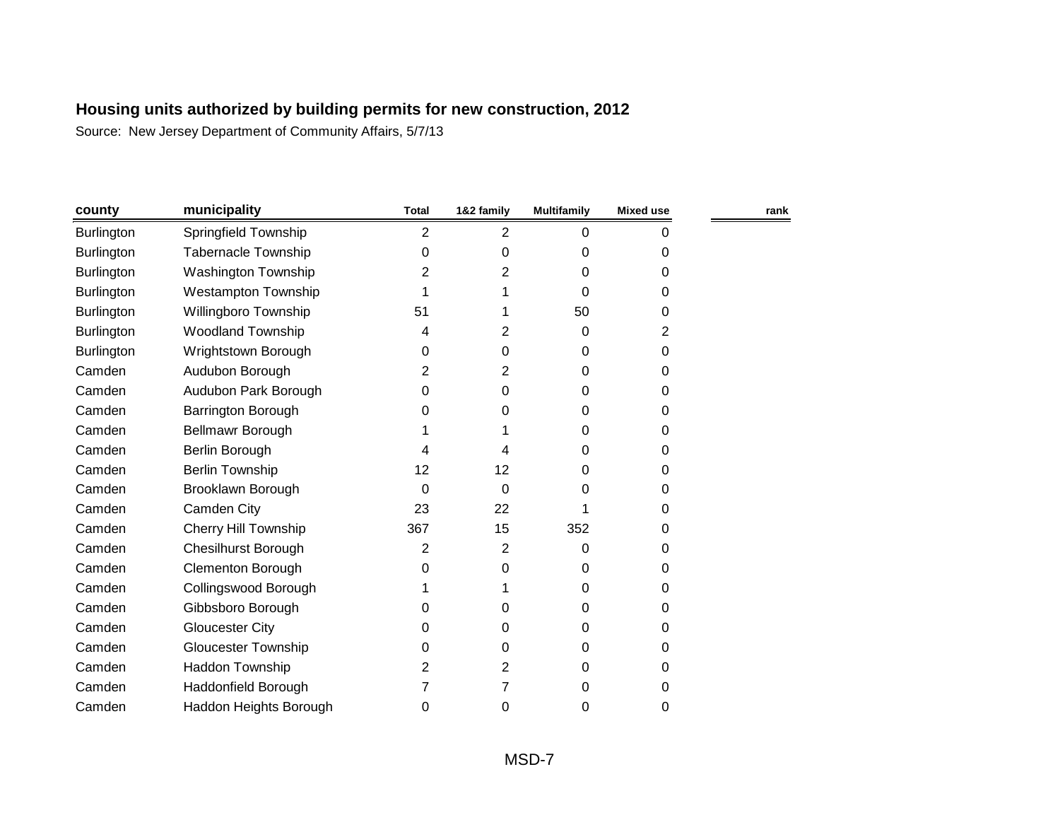**Housing units authorized by building permits for new construction, 2012**

Source: New Jersey Department of Community Affairs, 5/7/13

| county | municipality | Total | 1&2 family | Multifamily | Mixed use | rank |
|---|---|---|---|---|---|---|
| Burlington | Springfield Township | 2 | 2 | 0 | 0 | |
| Burlington | Tabernacle Township | 0 | 0 | 0 | 0 | |
| Burlington | Washington Township | 2 | 2 | 0 | 0 | |
| Burlington | Westampton Township | 1 | 1 | 0 | 0 | |
| Burlington | Willingboro Township | 51 | 1 | 50 | 0 | |
| Burlington | Woodland Township | 4 | 2 | 0 | 2 | |
| Burlington | Wrightstown Borough | 0 | 0 | 0 | 0 | |
| Camden | Audubon Borough | 2 | 2 | 0 | 0 | |
| Camden | Audubon Park Borough | 0 | 0 | 0 | 0 | |
| Camden | Barrington Borough | 0 | 0 | 0 | 0 | |
| Camden | Bellmawr Borough | 1 | 1 | 0 | 0 | |
| Camden | Berlin Borough | 4 | 4 | 0 | 0 | |
| Camden | Berlin Township | 12 | 12 | 0 | 0 | |
| Camden | Brooklawn Borough | 0 | 0 | 0 | 0 | |
| Camden | Camden City | 23 | 22 | 1 | 0 | |
| Camden | Cherry Hill Township | 367 | 15 | 352 | 0 | |
| Camden | Chesilhurst Borough | 2 | 2 | 0 | 0 | |
| Camden | Clementon Borough | 0 | 0 | 0 | 0 | |
| Camden | Collingswood Borough | 1 | 1 | 0 | 0 | |
| Camden | Gibbsboro Borough | 0 | 0 | 0 | 0 | |
| Camden | Gloucester City | 0 | 0 | 0 | 0 | |
| Camden | Gloucester Township | 0 | 0 | 0 | 0 | |
| Camden | Haddon Township | 2 | 2 | 0 | 0 | |
| Camden | Haddonfield Borough | 7 | 7 | 0 | 0 | |
| Camden | Haddon Heights Borough | 0 | 0 | 0 | 0 | |

MSD-7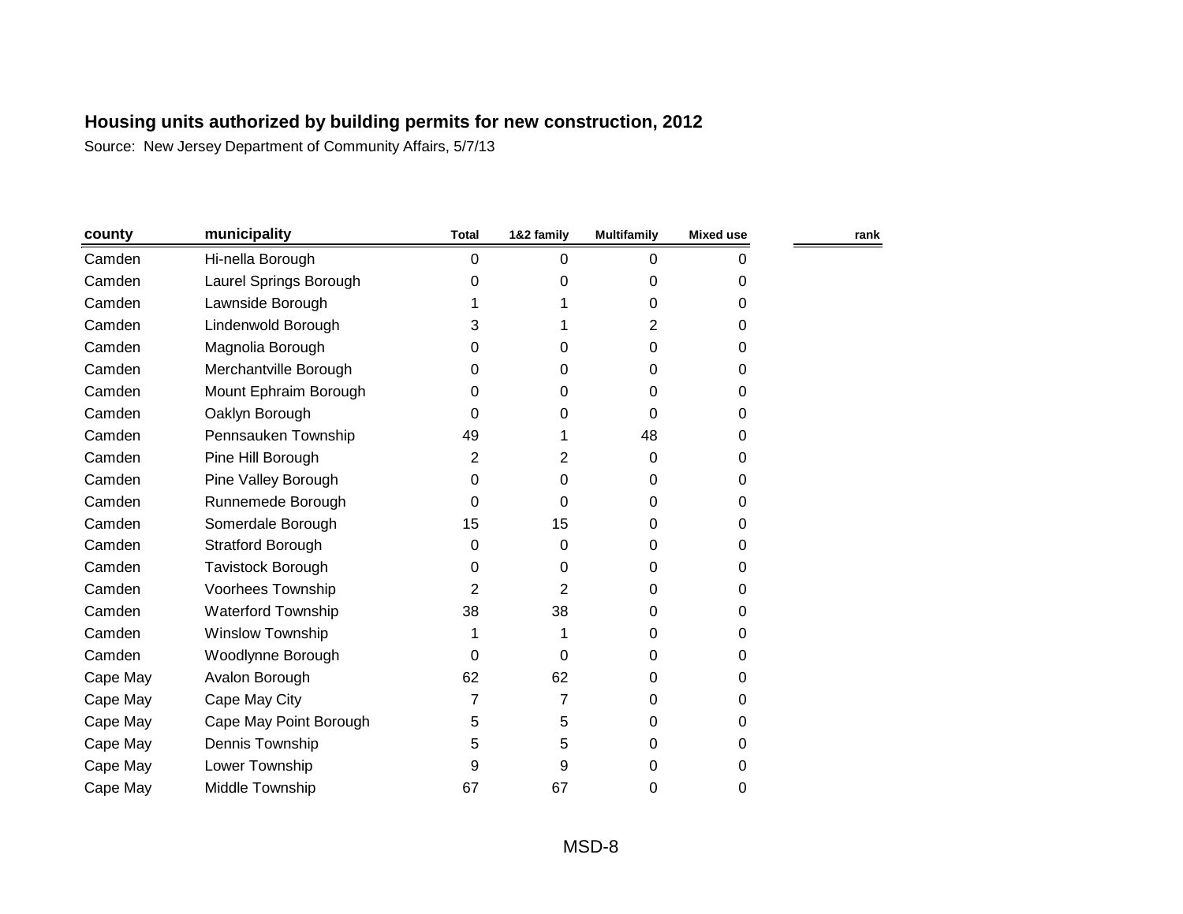## Housing units authorized by building permits for new construction, 2012

Source: New Jersey Department of Community Affairs, 5/7/13

| county | municipality | Total | 1&2 family | Multifamily | Mixed use | rank |
|---|---|---|---|---|---|---|
| Camden | Hi-nella Borough | 0 | 0 | 0 | 0 | |
| Camden | Laurel Springs Borough | 0 | 0 | 0 | 0 | |
| Camden | Lawnside Borough | 1 | 1 | 0 | 0 | |
| Camden | Lindenwold Borough | 3 | 1 | 2 | 0 | |
| Camden | Magnolia Borough | 0 | 0 | 0 | 0 | |
| Camden | Merchantville Borough | 0 | 0 | 0 | 0 | |
| Camden | Mount Ephraim Borough | 0 | 0 | 0 | 0 | |
| Camden | Oaklyn Borough | 0 | 0 | 0 | 0 | |
| Camden | Pennsauken Township | 49 | 1 | 48 | 0 | |
| Camden | Pine Hill Borough | 2 | 2 | 0 | 0 | |
| Camden | Pine Valley Borough | 0 | 0 | 0 | 0 | |
| Camden | Runnemede Borough | 0 | 0 | 0 | 0 | |
| Camden | Somerdale Borough | 15 | 15 | 0 | 0 | |
| Camden | Stratford Borough | 0 | 0 | 0 | 0 | |
| Camden | Tavistock Borough | 0 | 0 | 0 | 0 | |
| Camden | Voorhees Township | 2 | 2 | 0 | 0 | |
| Camden | Waterford Township | 38 | 38 | 0 | 0 | |
| Camden | Winslow Township | 1 | 1 | 0 | 0 | |
| Camden | Woodlynne Borough | 0 | 0 | 0 | 0 | |
| Cape May | Avalon Borough | 62 | 62 | 0 | 0 | |
| Cape May | Cape May City | 7 | 7 | 0 | 0 | |
| Cape May | Cape May Point Borough | 5 | 5 | 0 | 0 | |
| Cape May | Dennis Township | 5 | 5 | 0 | 0 | |
| Cape May | Lower Township | 9 | 9 | 0 | 0 | |
| Cape May | Middle Township | 67 | 67 | 0 | 0 | |

MSD-8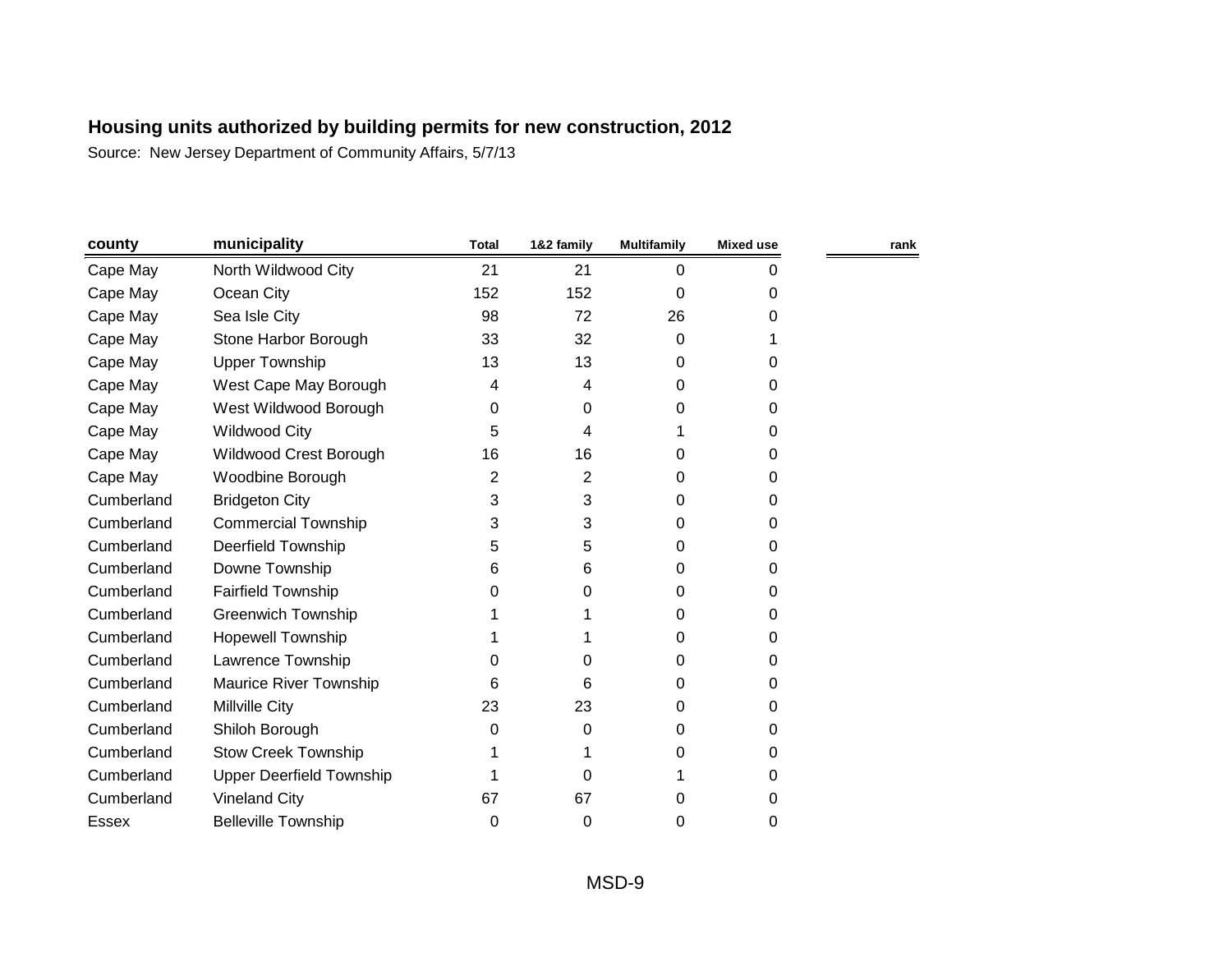## Housing units authorized by building permits for new construction, 2012

Source: New Jersey Department of Community Affairs, 5/7/13

| county | municipality | Total | 1&2 family | Multifamily | Mixed use | rank |
|---|---|---|---|---|---|---|
| Cape May | North Wildwood City | 21 | 21 | 0 | 0 | |
| Cape May | Ocean City | 152 | 152 | 0 | 0 | |
| Cape May | Sea Isle City | 98 | 72 | 26 | 0 | |
| Cape May | Stone Harbor Borough | 33 | 32 | 0 | 1 | |
| Cape May | Upper Township | 13 | 13 | 0 | 0 | |
| Cape May | West Cape May Borough | 4 | 4 | 0 | 0 | |
| Cape May | West Wildwood Borough | 0 | 0 | 0 | 0 | |
| Cape May | Wildwood City | 5 | 4 | 1 | 0 | |
| Cape May | Wildwood Crest Borough | 16 | 16 | 0 | 0 | |
| Cape May | Woodbine Borough | 2 | 2 | 0 | 0 | |
| Cumberland | Bridgeton City | 3 | 3 | 0 | 0 | |
| Cumberland | Commercial Township | 3 | 3 | 0 | 0 | |
| Cumberland | Deerfield Township | 5 | 5 | 0 | 0 | |
| Cumberland | Downe Township | 6 | 6 | 0 | 0 | |
| Cumberland | Fairfield Township | 0 | 0 | 0 | 0 | |
| Cumberland | Greenwich Township | 1 | 1 | 0 | 0 | |
| Cumberland | Hopewell Township | 1 | 1 | 0 | 0 | |
| Cumberland | Lawrence Township | 0 | 0 | 0 | 0 | |
| Cumberland | Maurice River Township | 6 | 6 | 0 | 0 | |
| Cumberland | Millville City | 23 | 23 | 0 | 0 | |
| Cumberland | Shiloh Borough | 0 | 0 | 0 | 0 | |
| Cumberland | Stow Creek Township | 1 | 1 | 0 | 0 | |
| Cumberland | Upper Deerfield Township | 1 | 0 | 1 | 0 | |
| Cumberland | Vineland City | 67 | 67 | 0 | 0 | |
| Essex | Belleville Township | 0 | 0 | 0 | 0 | |

MSD-9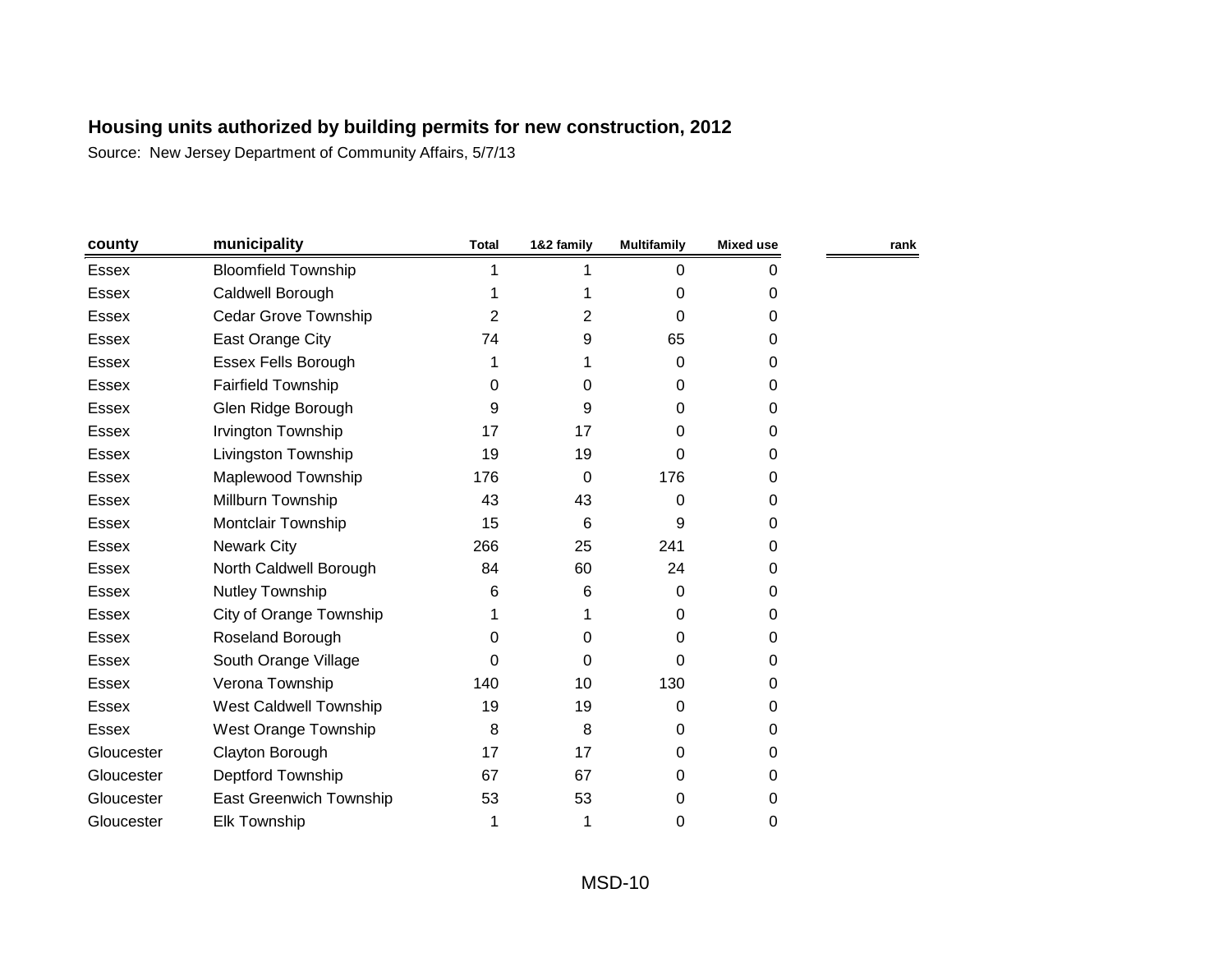**Housing units authorized by building permits for new construction, 2012**

Source: New Jersey Department of Community Affairs, 5/7/13

| county | municipality | Total | 1&2 family | Multifamily | Mixed use | rank |
|---|---|---|---|---|---|---|
| Essex | Bloomfield Township | 1 | 1 | 0 | 0 | |
| Essex | Caldwell Borough | 1 | 1 | 0 | 0 | |
| Essex | Cedar Grove Township | 2 | 2 | 0 | 0 | |
| Essex | East Orange City | 74 | 9 | 65 | 0 | |
| Essex | Essex Fells Borough | 1 | 1 | 0 | 0 | |
| Essex | Fairfield Township | 0 | 0 | 0 | 0 | |
| Essex | Glen Ridge Borough | 9 | 9 | 0 | 0 | |
| Essex | Irvington Township | 17 | 17 | 0 | 0 | |
| Essex | Livingston Township | 19 | 19 | 0 | 0 | |
| Essex | Maplewood Township | 176 | 0 | 176 | 0 | |
| Essex | Millburn Township | 43 | 43 | 0 | 0 | |
| Essex | Montclair Township | 15 | 6 | 9 | 0 | |
| Essex | Newark City | 266 | 25 | 241 | 0 | |
| Essex | North Caldwell Borough | 84 | 60 | 24 | 0 | |
| Essex | Nutley Township | 6 | 6 | 0 | 0 | |
| Essex | City of Orange Township | 1 | 1 | 0 | 0 | |
| Essex | Roseland Borough | 0 | 0 | 0 | 0 | |
| Essex | South Orange Village | 0 | 0 | 0 | 0 | |
| Essex | Verona Township | 140 | 10 | 130 | 0 | |
| Essex | West Caldwell Township | 19 | 19 | 0 | 0 | |
| Essex | West Orange Township | 8 | 8 | 0 | 0 | |
| Gloucester | Clayton Borough | 17 | 17 | 0 | 0 | |
| Gloucester | Deptford Township | 67 | 67 | 0 | 0 | |
| Gloucester | East Greenwich Township | 53 | 53 | 0 | 0 | |
| Gloucester | Elk Township | 1 | 1 | 0 | 0 | |

MSD-10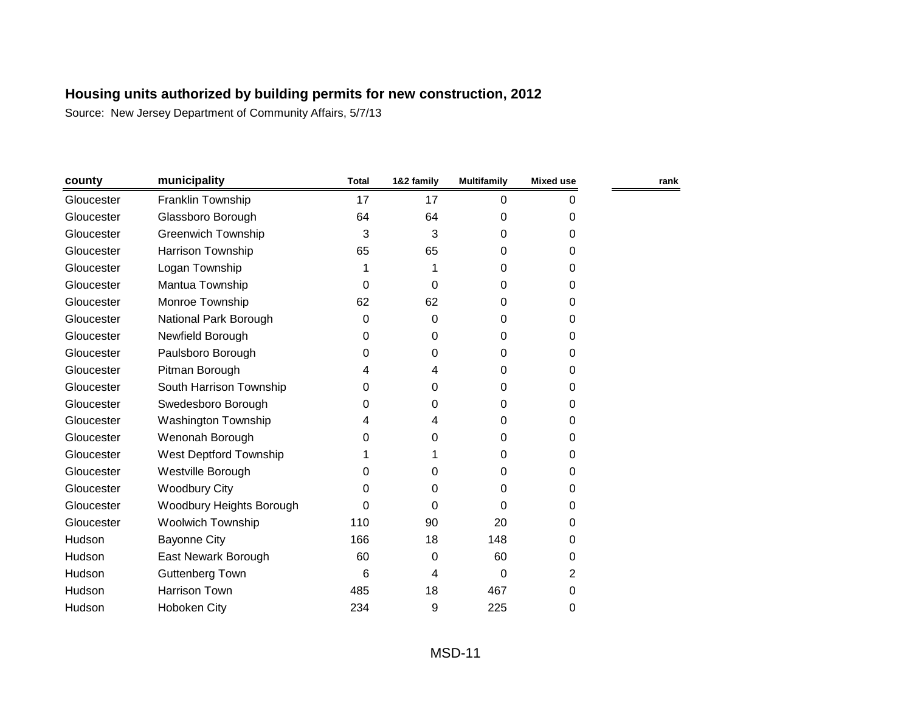# Housing units authorized by building permits for new construction, 2012

Source: New Jersey Department of Community Affairs, 5/7/13

| county | municipality | Total | 1&2 family | Multifamily | Mixed use | rank |
|---|---|---|---|---|---|---|
| Gloucester | Franklin Township | 17 | 17 | 0 | 0 | |
| Gloucester | Glassboro Borough | 64 | 64 | 0 | 0 | |
| Gloucester | Greenwich Township | 3 | 3 | 0 | 0 | |
| Gloucester | Harrison Township | 65 | 65 | 0 | 0 | |
| Gloucester | Logan Township | 1 | 1 | 0 | 0 | |
| Gloucester | Mantua Township | 0 | 0 | 0 | 0 | |
| Gloucester | Monroe Township | 62 | 62 | 0 | 0 | |
| Gloucester | National Park Borough | 0 | 0 | 0 | 0 | |
| Gloucester | Newfield Borough | 0 | 0 | 0 | 0 | |
| Gloucester | Paulsboro Borough | 0 | 0 | 0 | 0 | |
| Gloucester | Pitman Borough | 4 | 4 | 0 | 0 | |
| Gloucester | South Harrison Township | 0 | 0 | 0 | 0 | |
| Gloucester | Swedesboro Borough | 0 | 0 | 0 | 0 | |
| Gloucester | Washington Township | 4 | 4 | 0 | 0 | |
| Gloucester | Wenonah Borough | 0 | 0 | 0 | 0 | |
| Gloucester | West Deptford Township | 1 | 1 | 0 | 0 | |
| Gloucester | Westville Borough | 0 | 0 | 0 | 0 | |
| Gloucester | Woodbury City | 0 | 0 | 0 | 0 | |
| Gloucester | Woodbury Heights Borough | 0 | 0 | 0 | 0 | |
| Gloucester | Woolwich Township | 110 | 90 | 20 | 0 | |
| Hudson | Bayonne City | 166 | 18 | 148 | 0 | |
| Hudson | East Newark Borough | 60 | 0 | 60 | 0 | |
| Hudson | Guttenberg Town | 6 | 4 | 0 | 2 | |
| Hudson | Harrison Town | 485 | 18 | 467 | 0 | |
| Hudson | Hoboken City | 234 | 9 | 225 | 0 | |

MSD-11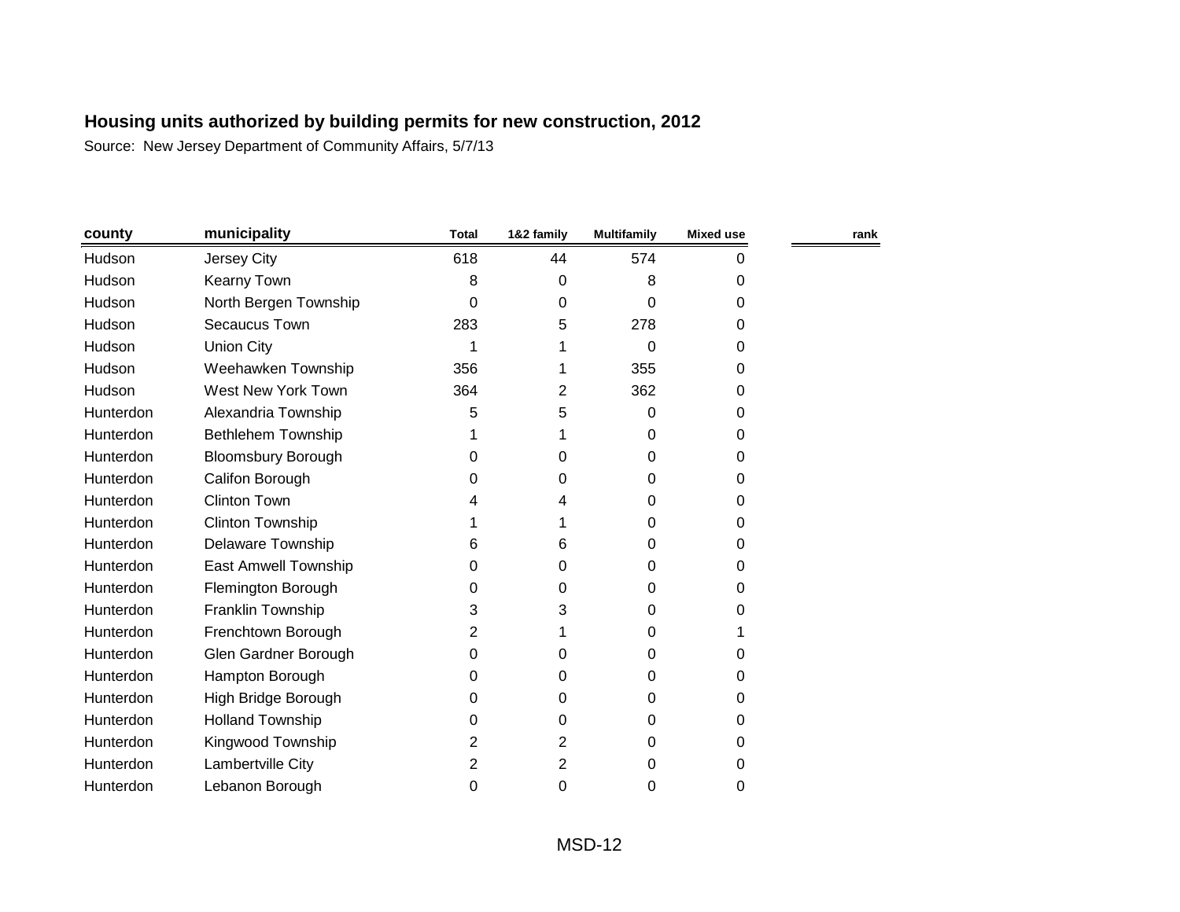## Housing units authorized by building permits for new construction, 2012

Source: New Jersey Department of Community Affairs, 5/7/13

| county | municipality | Total | 1&2 family | Multifamily | Mixed use | rank |
|---|---|---|---|---|---|---|
| Hudson | Jersey City | 618 | 44 | 574 | 0 | |
| Hudson | Kearny Town | 8 | 0 | 8 | 0 | |
| Hudson | North Bergen Township | 0 | 0 | 0 | 0 | |
| Hudson | Secaucus Town | 283 | 5 | 278 | 0 | |
| Hudson | Union City | 1 | 1 | 0 | 0 | |
| Hudson | Weehawken Township | 356 | 1 | 355 | 0 | |
| Hudson | West New York Town | 364 | 2 | 362 | 0 | |
| Hunterdon | Alexandria Township | 5 | 5 | 0 | 0 | |
| Hunterdon | Bethlehem Township | 1 | 1 | 0 | 0 | |
| Hunterdon | Bloomsbury Borough | 0 | 0 | 0 | 0 | |
| Hunterdon | Califon Borough | 0 | 0 | 0 | 0 | |
| Hunterdon | Clinton Town | 4 | 4 | 0 | 0 | |
| Hunterdon | Clinton Township | 1 | 1 | 0 | 0 | |
| Hunterdon | Delaware Township | 6 | 6 | 0 | 0 | |
| Hunterdon | East Amwell Township | 0 | 0 | 0 | 0 | |
| Hunterdon | Flemington Borough | 0 | 0 | 0 | 0 | |
| Hunterdon | Franklin Township | 3 | 3 | 0 | 0 | |
| Hunterdon | Frenchtown Borough | 2 | 1 | 0 | 1 | |
| Hunterdon | Glen Gardner Borough | 0 | 0 | 0 | 0 | |
| Hunterdon | Hampton Borough | 0 | 0 | 0 | 0 | |
| Hunterdon | High Bridge Borough | 0 | 0 | 0 | 0 | |
| Hunterdon | Holland Township | 0 | 0 | 0 | 0 | |
| Hunterdon | Kingwood Township | 2 | 2 | 0 | 0 | |
| Hunterdon | Lambertville City | 2 | 2 | 0 | 0 | |
| Hunterdon | Lebanon Borough | 0 | 0 | 0 | 0 | |

MSD-12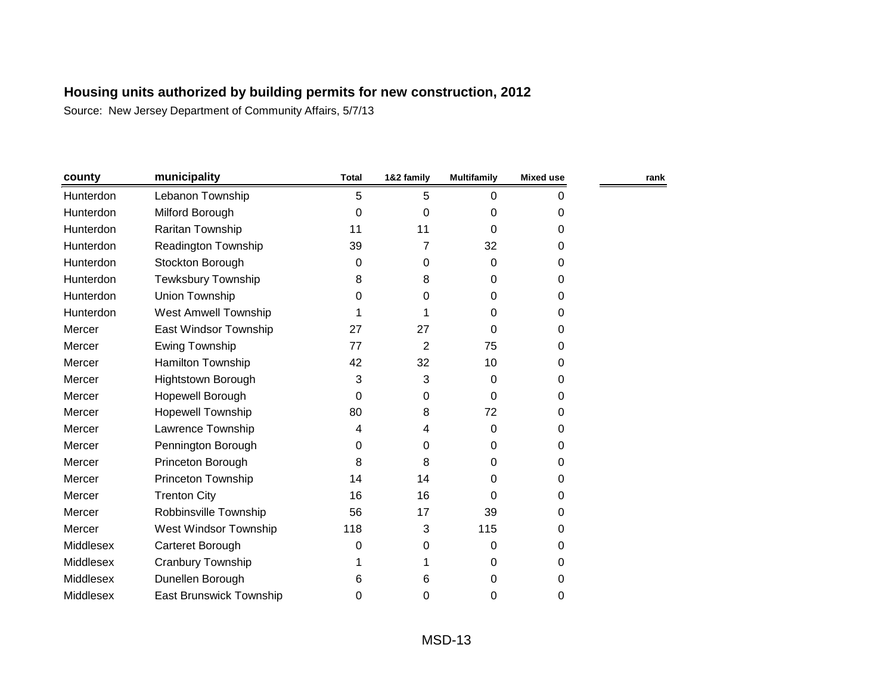**Housing units authorized by building permits for new construction, 2012**

Source: New Jersey Department of Community Affairs, 5/7/13

| county | municipality | Total | 1&2 family | Multifamily | Mixed use | rank |
|---|---|---|---|---|---|---|
| Hunterdon | Lebanon Township | 5 | 5 | 0 | 0 | |
| Hunterdon | Milford Borough | 0 | 0 | 0 | 0 | |
| Hunterdon | Raritan Township | 11 | 11 | 0 | 0 | |
| Hunterdon | Readington Township | 39 | 7 | 32 | 0 | |
| Hunterdon | Stockton Borough | 0 | 0 | 0 | 0 | |
| Hunterdon | Tewksbury Township | 8 | 8 | 0 | 0 | |
| Hunterdon | Union Township | 0 | 0 | 0 | 0 | |
| Hunterdon | West Amwell Township | 1 | 1 | 0 | 0 | |
| Mercer | East Windsor Township | 27 | 27 | 0 | 0 | |
| Mercer | Ewing Township | 77 | 2 | 75 | 0 | |
| Mercer | Hamilton Township | 42 | 32 | 10 | 0 | |
| Mercer | Hightstown Borough | 3 | 3 | 0 | 0 | |
| Mercer | Hopewell Borough | 0 | 0 | 0 | 0 | |
| Mercer | Hopewell Township | 80 | 8 | 72 | 0 | |
| Mercer | Lawrence Township | 4 | 4 | 0 | 0 | |
| Mercer | Pennington Borough | 0 | 0 | 0 | 0 | |
| Mercer | Princeton Borough | 8 | 8 | 0 | 0 | |
| Mercer | Princeton Township | 14 | 14 | 0 | 0 | |
| Mercer | Trenton City | 16 | 16 | 0 | 0 | |
| Mercer | Robbinsville Township | 56 | 17 | 39 | 0 | |
| Mercer | West Windsor Township | 118 | 3 | 115 | 0 | |
| Middlesex | Carteret Borough | 0 | 0 | 0 | 0 | |
| Middlesex | Cranbury Township | 1 | 1 | 0 | 0 | |
| Middlesex | Dunellen Borough | 6 | 6 | 0 | 0 | |
| Middlesex | East Brunswick Township | 0 | 0 | 0 | 0 | |

MSD-13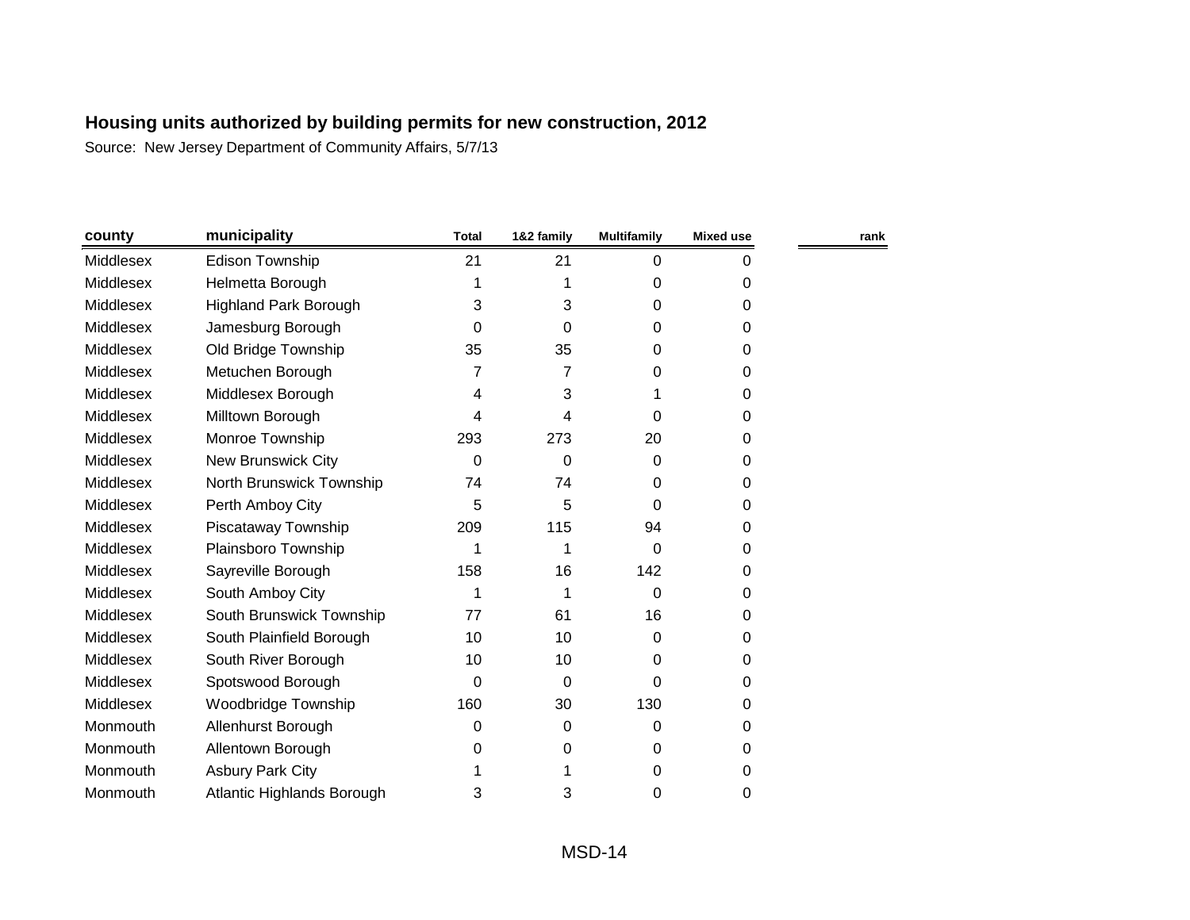# Housing units authorized by building permits for new construction, 2012

Source: New Jersey Department of Community Affairs, 5/7/13

| county | municipality | Total | 1&2 family | Multifamily | Mixed use | rank |
|---|---|---|---|---|---|---|
| Middlesex | Edison Township | 21 | 21 | 0 | 0 | |
| Middlesex | Helmetta Borough | 1 | 1 | 0 | 0 | |
| Middlesex | Highland Park Borough | 3 | 3 | 0 | 0 | |
| Middlesex | Jamesburg Borough | 0 | 0 | 0 | 0 | |
| Middlesex | Old Bridge Township | 35 | 35 | 0 | 0 | |
| Middlesex | Metuchen Borough | 7 | 7 | 0 | 0 | |
| Middlesex | Middlesex Borough | 4 | 3 | 1 | 0 | |
| Middlesex | Milltown Borough | 4 | 4 | 0 | 0 | |
| Middlesex | Monroe Township | 293 | 273 | 20 | 0 | |
| Middlesex | New Brunswick City | 0 | 0 | 0 | 0 | |
| Middlesex | North Brunswick Township | 74 | 74 | 0 | 0 | |
| Middlesex | Perth Amboy City | 5 | 5 | 0 | 0 | |
| Middlesex | Piscataway Township | 209 | 115 | 94 | 0 | |
| Middlesex | Plainsboro Township | 1 | 1 | 0 | 0 | |
| Middlesex | Sayreville Borough | 158 | 16 | 142 | 0 | |
| Middlesex | South Amboy City | 1 | 1 | 0 | 0 | |
| Middlesex | South Brunswick Township | 77 | 61 | 16 | 0 | |
| Middlesex | South Plainfield Borough | 10 | 10 | 0 | 0 | |
| Middlesex | South River Borough | 10 | 10 | 0 | 0 | |
| Middlesex | Spotswood Borough | 0 | 0 | 0 | 0 | |
| Middlesex | Woodbridge Township | 160 | 30 | 130 | 0 | |
| Monmouth | Allenhurst Borough | 0 | 0 | 0 | 0 | |
| Monmouth | Allentown Borough | 0 | 0 | 0 | 0 | |
| Monmouth | Asbury Park City | 1 | 1 | 0 | 0 | |
| Monmouth | Atlantic Highlands Borough | 3 | 3 | 0 | 0 | |

MSD-14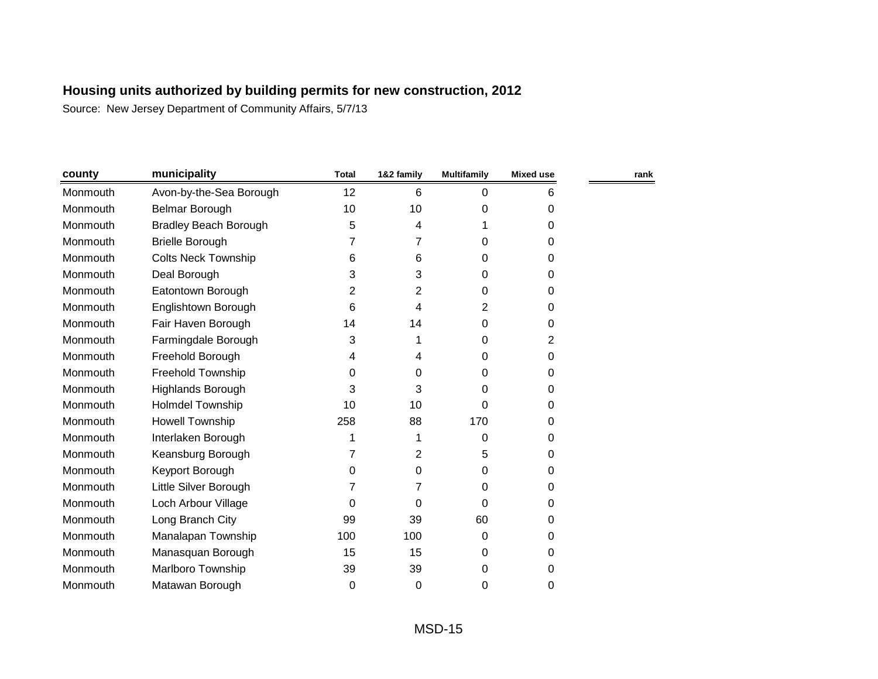## Housing units authorized by building permits for new construction, 2012

Source: New Jersey Department of Community Affairs, 5/7/13

| county | municipality | Total | 1&2 family | Multifamily | Mixed use | rank |
|---|---|---|---|---|---|---|
| Monmouth | Avon-by-the-Sea Borough | 12 | 6 | 0 | 6 | |
| Monmouth | Belmar Borough | 10 | 10 | 0 | 0 | |
| Monmouth | Bradley Beach Borough | 5 | 4 | 1 | 0 | |
| Monmouth | Brielle Borough | 7 | 7 | 0 | 0 | |
| Monmouth | Colts Neck Township | 6 | 6 | 0 | 0 | |
| Monmouth | Deal Borough | 3 | 3 | 0 | 0 | |
| Monmouth | Eatontown Borough | 2 | 2 | 0 | 0 | |
| Monmouth | Englishtown Borough | 6 | 4 | 2 | 0 | |
| Monmouth | Fair Haven Borough | 14 | 14 | 0 | 0 | |
| Monmouth | Farmingdale Borough | 3 | 1 | 0 | 2 | |
| Monmouth | Freehold Borough | 4 | 4 | 0 | 0 | |
| Monmouth | Freehold Township | 0 | 0 | 0 | 0 | |
| Monmouth | Highlands Borough | 3 | 3 | 0 | 0 | |
| Monmouth | Holmdel Township | 10 | 10 | 0 | 0 | |
| Monmouth | Howell Township | 258 | 88 | 170 | 0 | |
| Monmouth | Interlaken Borough | 1 | 1 | 0 | 0 | |
| Monmouth | Keansburg Borough | 7 | 2 | 5 | 0 | |
| Monmouth | Keyport Borough | 0 | 0 | 0 | 0 | |
| Monmouth | Little Silver Borough | 7 | 7 | 0 | 0 | |
| Monmouth | Loch Arbour Village | 0 | 0 | 0 | 0 | |
| Monmouth | Long Branch City | 99 | 39 | 60 | 0 | |
| Monmouth | Manalapan Township | 100 | 100 | 0 | 0 | |
| Monmouth | Manasquan Borough | 15 | 15 | 0 | 0 | |
| Monmouth | Marlboro Township | 39 | 39 | 0 | 0 | |
| Monmouth | Matawan Borough | 0 | 0 | 0 | 0 | |

MSD-15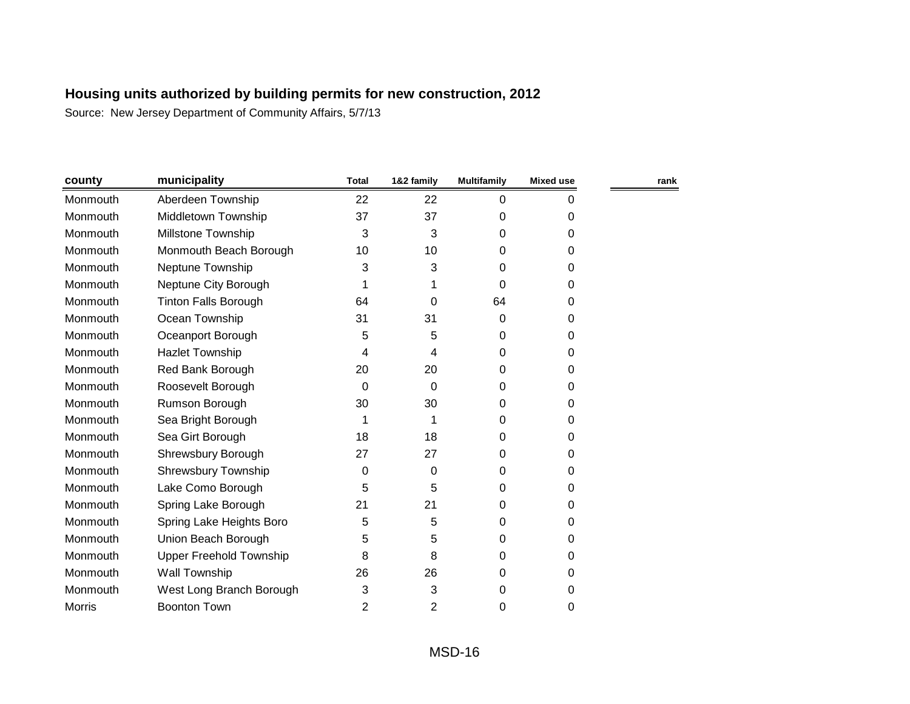**Housing units authorized by building permits for new construction, 2012**

Source: New Jersey Department of Community Affairs, 5/7/13

| county | municipality | Total | 1&2 family | Multifamily | Mixed use | rank |
|---|---|---|---|---|---|---|
| Monmouth | Aberdeen Township | 22 | 22 | 0 | 0 | |
| Monmouth | Middletown Township | 37 | 37 | 0 | 0 | |
| Monmouth | Millstone Township | 3 | 3 | 0 | 0 | |
| Monmouth | Monmouth Beach Borough | 10 | 10 | 0 | 0 | |
| Monmouth | Neptune Township | 3 | 3 | 0 | 0 | |
| Monmouth | Neptune City Borough | 1 | 1 | 0 | 0 | |
| Monmouth | Tinton Falls Borough | 64 | 0 | 64 | 0 | |
| Monmouth | Ocean Township | 31 | 31 | 0 | 0 | |
| Monmouth | Oceanport Borough | 5 | 5 | 0 | 0 | |
| Monmouth | Hazlet Township | 4 | 4 | 0 | 0 | |
| Monmouth | Red Bank Borough | 20 | 20 | 0 | 0 | |
| Monmouth | Roosevelt Borough | 0 | 0 | 0 | 0 | |
| Monmouth | Rumson Borough | 30 | 30 | 0 | 0 | |
| Monmouth | Sea Bright Borough | 1 | 1 | 0 | 0 | |
| Monmouth | Sea Girt Borough | 18 | 18 | 0 | 0 | |
| Monmouth | Shrewsbury Borough | 27 | 27 | 0 | 0 | |
| Monmouth | Shrewsbury Township | 0 | 0 | 0 | 0 | |
| Monmouth | Lake Como Borough | 5 | 5 | 0 | 0 | |
| Monmouth | Spring Lake Borough | 21 | 21 | 0 | 0 | |
| Monmouth | Spring Lake Heights Boro | 5 | 5 | 0 | 0 | |
| Monmouth | Union Beach Borough | 5 | 5 | 0 | 0 | |
| Monmouth | Upper Freehold Township | 8 | 8 | 0 | 0 | |
| Monmouth | Wall Township | 26 | 26 | 0 | 0 | |
| Monmouth | West Long Branch Borough | 3 | 3 | 0 | 0 | |
| Morris | Boonton Town | 2 | 2 | 0 | 0 | |

MSD-16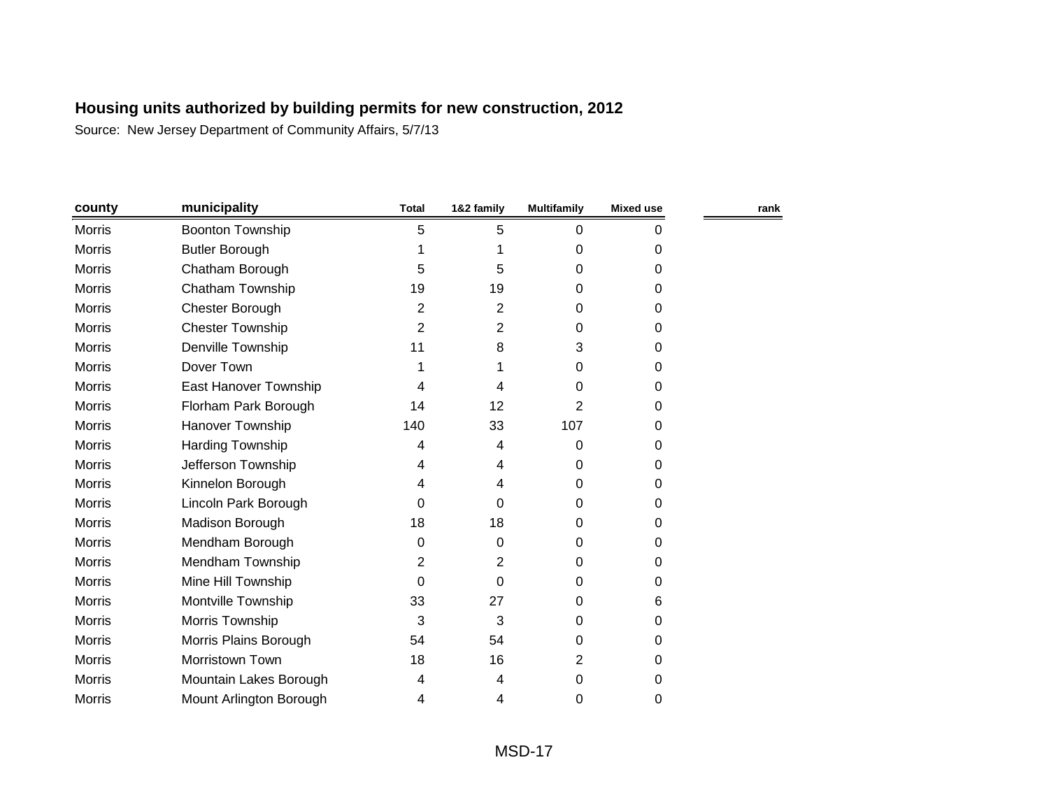## Housing units authorized by building permits for new construction, 2012

Source: New Jersey Department of Community Affairs, 5/7/13

| county | municipality | Total | 1&2 family | Multifamily | Mixed use | rank |
|---|---|---|---|---|---|---|
| Morris | Boonton Township | 5 | 5 | 0 | 0 | |
| Morris | Butler Borough | 1 | 1 | 0 | 0 | |
| Morris | Chatham Borough | 5 | 5 | 0 | 0 | |
| Morris | Chatham Township | 19 | 19 | 0 | 0 | |
| Morris | Chester Borough | 2 | 2 | 0 | 0 | |
| Morris | Chester Township | 2 | 2 | 0 | 0 | |
| Morris | Denville Township | 11 | 8 | 3 | 0 | |
| Morris | Dover Town | 1 | 1 | 0 | 0 | |
| Morris | East Hanover Township | 4 | 4 | 0 | 0 | |
| Morris | Florham Park Borough | 14 | 12 | 2 | 0 | |
| Morris | Hanover Township | 140 | 33 | 107 | 0 | |
| Morris | Harding Township | 4 | 4 | 0 | 0 | |
| Morris | Jefferson Township | 4 | 4 | 0 | 0 | |
| Morris | Kinnelon Borough | 4 | 4 | 0 | 0 | |
| Morris | Lincoln Park Borough | 0 | 0 | 0 | 0 | |
| Morris | Madison Borough | 18 | 18 | 0 | 0 | |
| Morris | Mendham Borough | 0 | 0 | 0 | 0 | |
| Morris | Mendham Township | 2 | 2 | 0 | 0 | |
| Morris | Mine Hill Township | 0 | 0 | 0 | 0 | |
| Morris | Montville Township | 33 | 27 | 0 | 6 | |
| Morris | Morris Township | 3 | 3 | 0 | 0 | |
| Morris | Morris Plains Borough | 54 | 54 | 0 | 0 | |
| Morris | Morristown Town | 18 | 16 | 2 | 0 | |
| Morris | Mountain Lakes Borough | 4 | 4 | 0 | 0 | |
| Morris | Mount Arlington Borough | 4 | 4 | 0 | 0 | |

MSD-17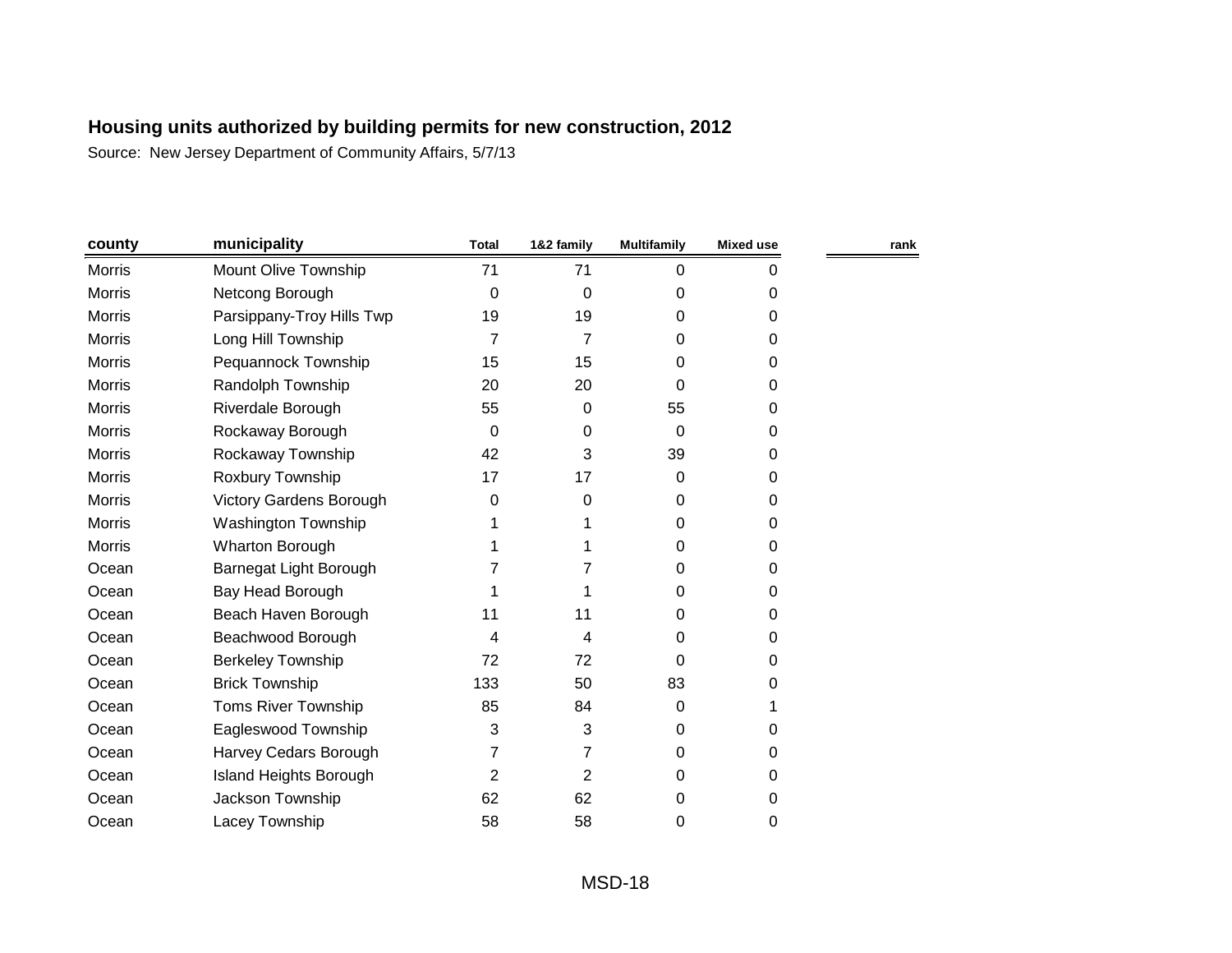## Housing units authorized by building permits for new construction, 2012

Source: New Jersey Department of Community Affairs, 5/7/13

| county | municipality | Total | 1&2 family | Multifamily | Mixed use | rank |
|---|---|---|---|---|---|---|
| Morris | Mount Olive Township | 71 | 71 | 0 | 0 | |
| Morris | Netcong Borough | 0 | 0 | 0 | 0 | |
| Morris | Parsippany-Troy Hills Twp | 19 | 19 | 0 | 0 | |
| Morris | Long Hill Township | 7 | 7 | 0 | 0 | |
| Morris | Pequannock Township | 15 | 15 | 0 | 0 | |
| Morris | Randolph Township | 20 | 20 | 0 | 0 | |
| Morris | Riverdale Borough | 55 | 0 | 55 | 0 | |
| Morris | Rockaway Borough | 0 | 0 | 0 | 0 | |
| Morris | Rockaway Township | 42 | 3 | 39 | 0 | |
| Morris | Roxbury Township | 17 | 17 | 0 | 0 | |
| Morris | Victory Gardens Borough | 0 | 0 | 0 | 0 | |
| Morris | Washington Township | 1 | 1 | 0 | 0 | |
| Morris | Wharton Borough | 1 | 1 | 0 | 0 | |
| Ocean | Barnegat Light Borough | 7 | 7 | 0 | 0 | |
| Ocean | Bay Head Borough | 1 | 1 | 0 | 0 | |
| Ocean | Beach Haven Borough | 11 | 11 | 0 | 0 | |
| Ocean | Beachwood Borough | 4 | 4 | 0 | 0 | |
| Ocean | Berkeley Township | 72 | 72 | 0 | 0 | |
| Ocean | Brick Township | 133 | 50 | 83 | 0 | |
| Ocean | Toms River Township | 85 | 84 | 0 | 1 | |
| Ocean | Eagleswood Township | 3 | 3 | 0 | 0 | |
| Ocean | Harvey Cedars Borough | 7 | 7 | 0 | 0 | |
| Ocean | Island Heights Borough | 2 | 2 | 0 | 0 | |
| Ocean | Jackson Township | 62 | 62 | 0 | 0 | |
| Ocean | Lacey Township | 58 | 58 | 0 | 0 | |

MSD-18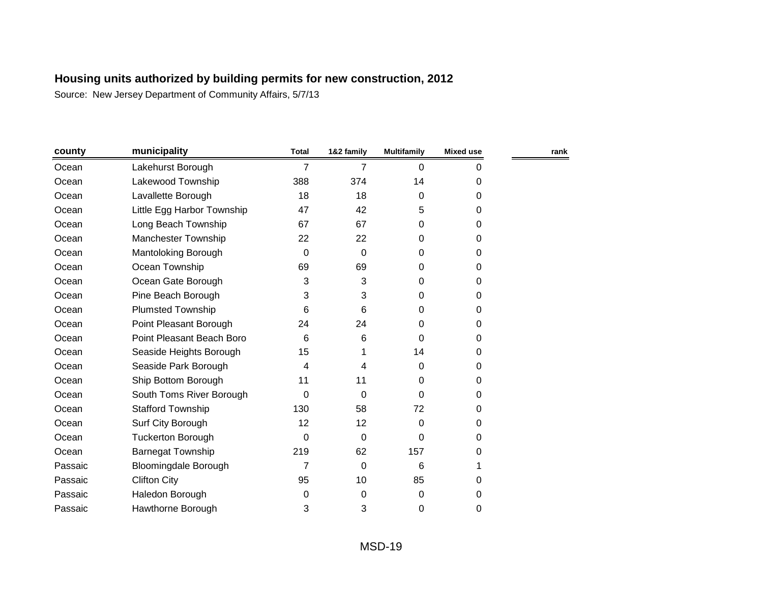**Housing units authorized by building permits for new construction, 2012**

Source: New Jersey Department of Community Affairs, 5/7/13

| county | municipality | Total | 1&2 family | Multifamily | Mixed use | rank |
|---|---|---|---|---|---|---|
| Ocean | Lakehurst Borough | 7 | 7 | 0 | 0 | |
| Ocean | Lakewood Township | 388 | 374 | 14 | 0 | |
| Ocean | Lavallette Borough | 18 | 18 | 0 | 0 | |
| Ocean | Little Egg Harbor Township | 47 | 42 | 5 | 0 | |
| Ocean | Long Beach Township | 67 | 67 | 0 | 0 | |
| Ocean | Manchester Township | 22 | 22 | 0 | 0 | |
| Ocean | Mantoloking Borough | 0 | 0 | 0 | 0 | |
| Ocean | Ocean Township | 69 | 69 | 0 | 0 | |
| Ocean | Ocean Gate Borough | 3 | 3 | 0 | 0 | |
| Ocean | Pine Beach Borough | 3 | 3 | 0 | 0 | |
| Ocean | Plumsted Township | 6 | 6 | 0 | 0 | |
| Ocean | Point Pleasant Borough | 24 | 24 | 0 | 0 | |
| Ocean | Point Pleasant Beach Boro | 6 | 6 | 0 | 0 | |
| Ocean | Seaside Heights Borough | 15 | 1 | 14 | 0 | |
| Ocean | Seaside Park Borough | 4 | 4 | 0 | 0 | |
| Ocean | Ship Bottom Borough | 11 | 11 | 0 | 0 | |
| Ocean | South Toms River Borough | 0 | 0 | 0 | 0 | |
| Ocean | Stafford Township | 130 | 58 | 72 | 0 | |
| Ocean | Surf City Borough | 12 | 12 | 0 | 0 | |
| Ocean | Tuckerton Borough | 0 | 0 | 0 | 0 | |
| Ocean | Barnegat Township | 219 | 62 | 157 | 0 | |
| Passaic | Bloomingdale Borough | 7 | 0 | 6 | 1 | |
| Passaic | Clifton City | 95 | 10 | 85 | 0 | |
| Passaic | Haledon Borough | 0 | 0 | 0 | 0 | |
| Passaic | Hawthorne Borough | 3 | 3 | 0 | 0 | |

MSD-19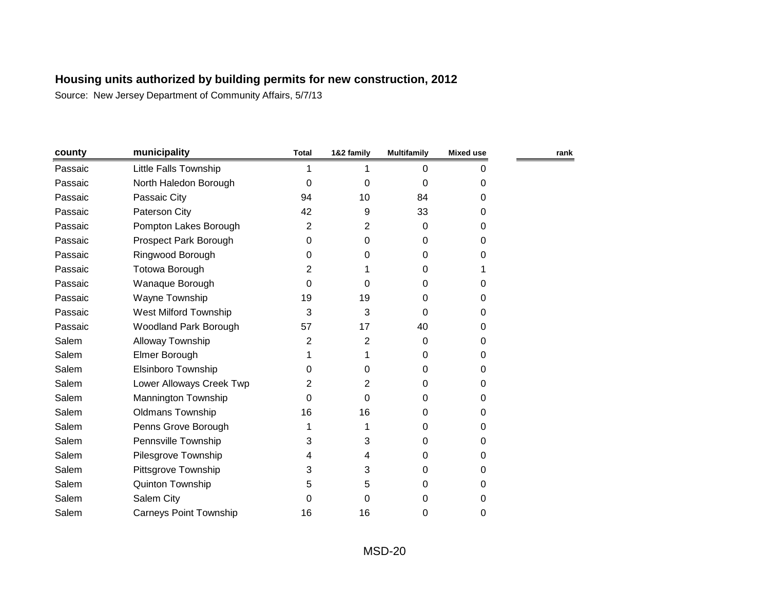## Housing units authorized by building permits for new construction, 2012

Source: New Jersey Department of Community Affairs, 5/7/13

| county | municipality | Total | 1&2 family | Multifamily | Mixed use | rank |
|---|---|---|---|---|---|---|
| Passaic | Little Falls Township | 1 | 1 | 0 | 0 | |
| Passaic | North Haledon Borough | 0 | 0 | 0 | 0 | |
| Passaic | Passaic City | 94 | 10 | 84 | 0 | |
| Passaic | Paterson City | 42 | 9 | 33 | 0 | |
| Passaic | Pompton Lakes Borough | 2 | 2 | 0 | 0 | |
| Passaic | Prospect Park Borough | 0 | 0 | 0 | 0 | |
| Passaic | Ringwood Borough | 0 | 0 | 0 | 0 | |
| Passaic | Totowa Borough | 2 | 1 | 0 | 1 | |
| Passaic | Wanaque Borough | 0 | 0 | 0 | 0 | |
| Passaic | Wayne Township | 19 | 19 | 0 | 0 | |
| Passaic | West Milford Township | 3 | 3 | 0 | 0 | |
| Passaic | Woodland Park Borough | 57 | 17 | 40 | 0 | |
| Salem | Alloway Township | 2 | 2 | 0 | 0 | |
| Salem | Elmer Borough | 1 | 1 | 0 | 0 | |
| Salem | Elsinboro Township | 0 | 0 | 0 | 0 | |
| Salem | Lower Alloways Creek Twp | 2 | 2 | 0 | 0 | |
| Salem | Mannington Township | 0 | 0 | 0 | 0 | |
| Salem | Oldmans Township | 16 | 16 | 0 | 0 | |
| Salem | Penns Grove Borough | 1 | 1 | 0 | 0 | |
| Salem | Pennsville Township | 3 | 3 | 0 | 0 | |
| Salem | Pilesgrove Township | 4 | 4 | 0 | 0 | |
| Salem | Pittsgrove Township | 3 | 3 | 0 | 0 | |
| Salem | Quinton Township | 5 | 5 | 0 | 0 | |
| Salem | Salem City | 0 | 0 | 0 | 0 | |
| Salem | Carneys Point Township | 16 | 16 | 0 | 0 | |

MSD-20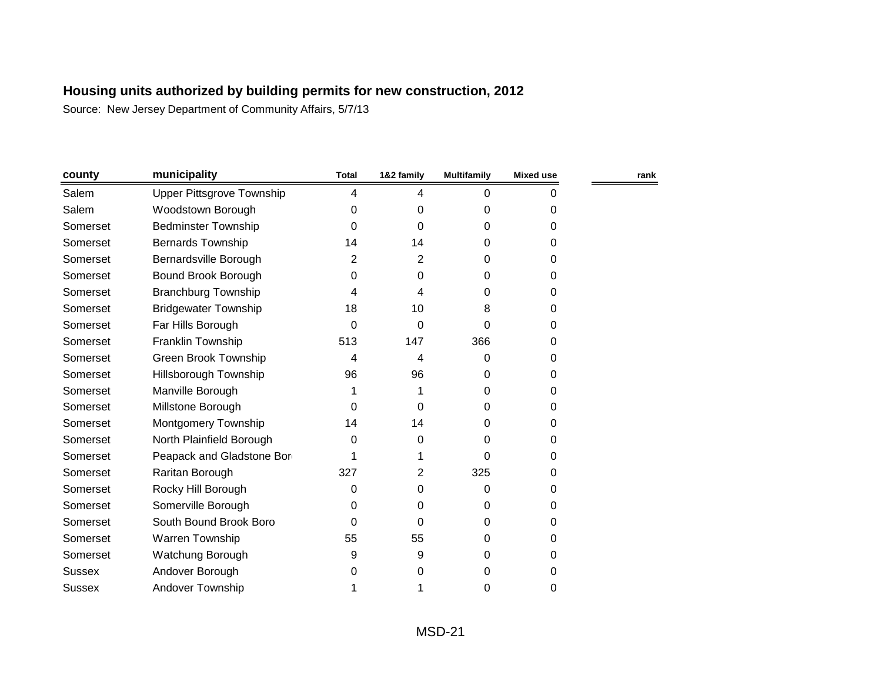# Housing units authorized by building permits for new construction, 2012

Source: New Jersey Department of Community Affairs, 5/7/13

| county | municipality | Total | 1&2 family | Multifamily | Mixed use | rank |
|---|---|---|---|---|---|---|
| Salem | Upper Pittsgrove Township | 4 | 4 | 0 | 0 | |
| Salem | Woodstown Borough | 0 | 0 | 0 | 0 | |
| Somerset | Bedminster Township | 0 | 0 | 0 | 0 | |
| Somerset | Bernards Township | 14 | 14 | 0 | 0 | |
| Somerset | Bernardsville Borough | 2 | 2 | 0 | 0 | |
| Somerset | Bound Brook Borough | 0 | 0 | 0 | 0 | |
| Somerset | Branchburg Township | 4 | 4 | 0 | 0 | |
| Somerset | Bridgewater Township | 18 | 10 | 8 | 0 | |
| Somerset | Far Hills Borough | 0 | 0 | 0 | 0 | |
| Somerset | Franklin Township | 513 | 147 | 366 | 0 | |
| Somerset | Green Brook Township | 4 | 4 | 0 | 0 | |
| Somerset | Hillsborough Township | 96 | 96 | 0 | 0 | |
| Somerset | Manville Borough | 1 | 1 | 0 | 0 | |
| Somerset | Millstone Borough | 0 | 0 | 0 | 0 | |
| Somerset | Montgomery Township | 14 | 14 | 0 | 0 | |
| Somerset | North Plainfield Borough | 0 | 0 | 0 | 0 | |
| Somerset | Peapack and Gladstone Bor | 1 | 1 | 0 | 0 | |
| Somerset | Raritan Borough | 327 | 2 | 325 | 0 | |
| Somerset | Rocky Hill Borough | 0 | 0 | 0 | 0 | |
| Somerset | Somerville Borough | 0 | 0 | 0 | 0 | |
| Somerset | South Bound Brook Boro | 0 | 0 | 0 | 0 | |
| Somerset | Warren Township | 55 | 55 | 0 | 0 | |
| Somerset | Watchung Borough | 9 | 9 | 0 | 0 | |
| Sussex | Andover Borough | 0 | 0 | 0 | 0 | |
| Sussex | Andover Township | 1 | 1 | 0 | 0 | |

MSD-21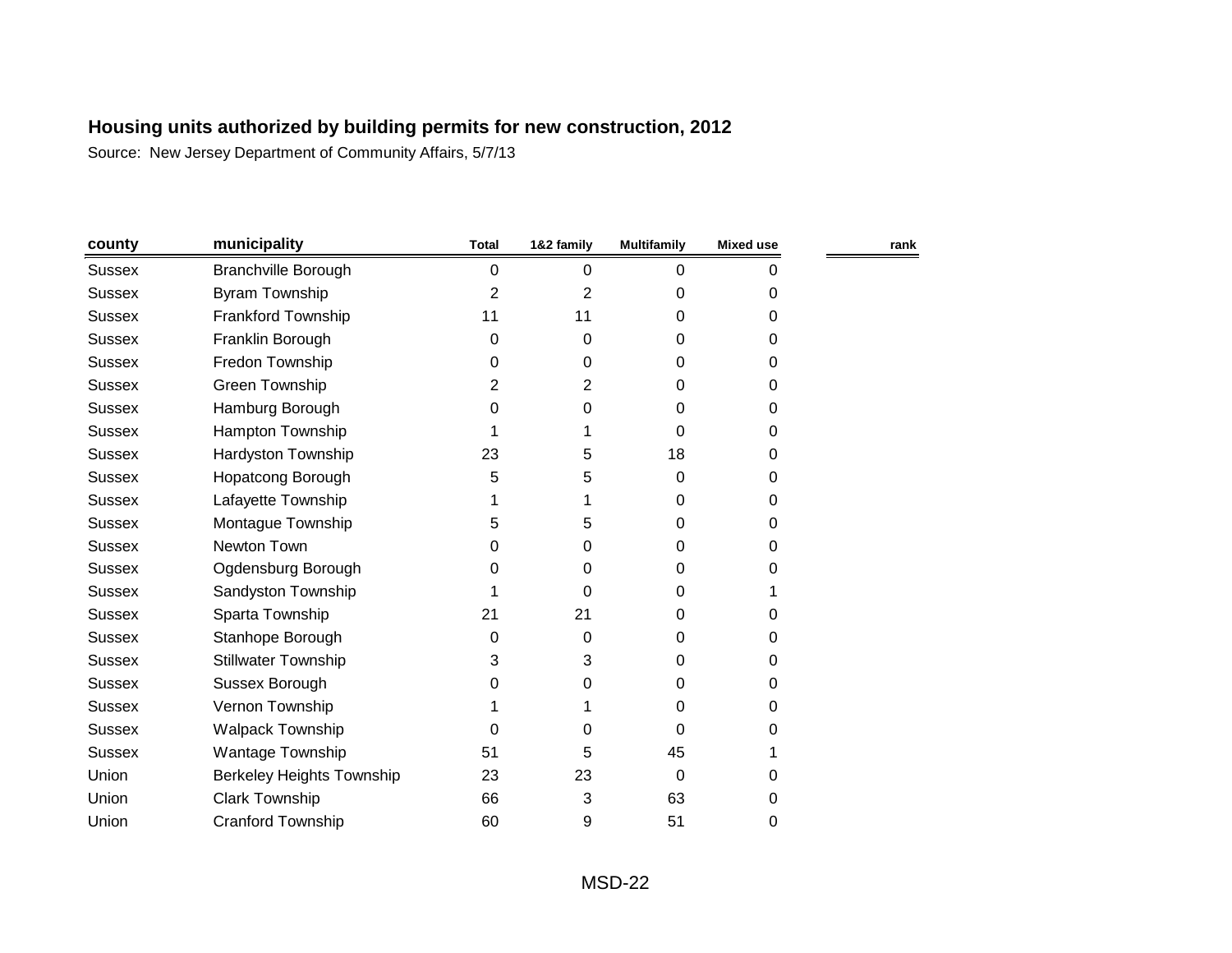**Housing units authorized by building permits for new construction, 2012**

Source: New Jersey Department of Community Affairs, 5/7/13

| county | municipality | Total | 1&2 family | Multifamily | Mixed use | rank |
|---|---|---|---|---|---|---|
| Sussex | Branchville Borough | 0 | 0 | 0 | 0 | |
| Sussex | Byram Township | 2 | 2 | 0 | 0 | |
| Sussex | Frankford Township | 11 | 11 | 0 | 0 | |
| Sussex | Franklin Borough | 0 | 0 | 0 | 0 | |
| Sussex | Fredon Township | 0 | 0 | 0 | 0 | |
| Sussex | Green Township | 2 | 2 | 0 | 0 | |
| Sussex | Hamburg Borough | 0 | 0 | 0 | 0 | |
| Sussex | Hampton Township | 1 | 1 | 0 | 0 | |
| Sussex | Hardyston Township | 23 | 5 | 18 | 0 | |
| Sussex | Hopatcong Borough | 5 | 5 | 0 | 0 | |
| Sussex | Lafayette Township | 1 | 1 | 0 | 0 | |
| Sussex | Montague Township | 5 | 5 | 0 | 0 | |
| Sussex | Newton Town | 0 | 0 | 0 | 0 | |
| Sussex | Ogdensburg Borough | 0 | 0 | 0 | 0 | |
| Sussex | Sandyston Township | 1 | 0 | 0 | 1 | |
| Sussex | Sparta Township | 21 | 21 | 0 | 0 | |
| Sussex | Stanhope Borough | 0 | 0 | 0 | 0 | |
| Sussex | Stillwater Township | 3 | 3 | 0 | 0 | |
| Sussex | Sussex Borough | 0 | 0 | 0 | 0 | |
| Sussex | Vernon Township | 1 | 1 | 0 | 0 | |
| Sussex | Walpack Township | 0 | 0 | 0 | 0 | |
| Sussex | Wantage Township | 51 | 5 | 45 | 1 | |
| Union | Berkeley Heights Township | 23 | 23 | 0 | 0 | |
| Union | Clark Township | 66 | 3 | 63 | 0 | |
| Union | Cranford Township | 60 | 9 | 51 | 0 | |

MSD-22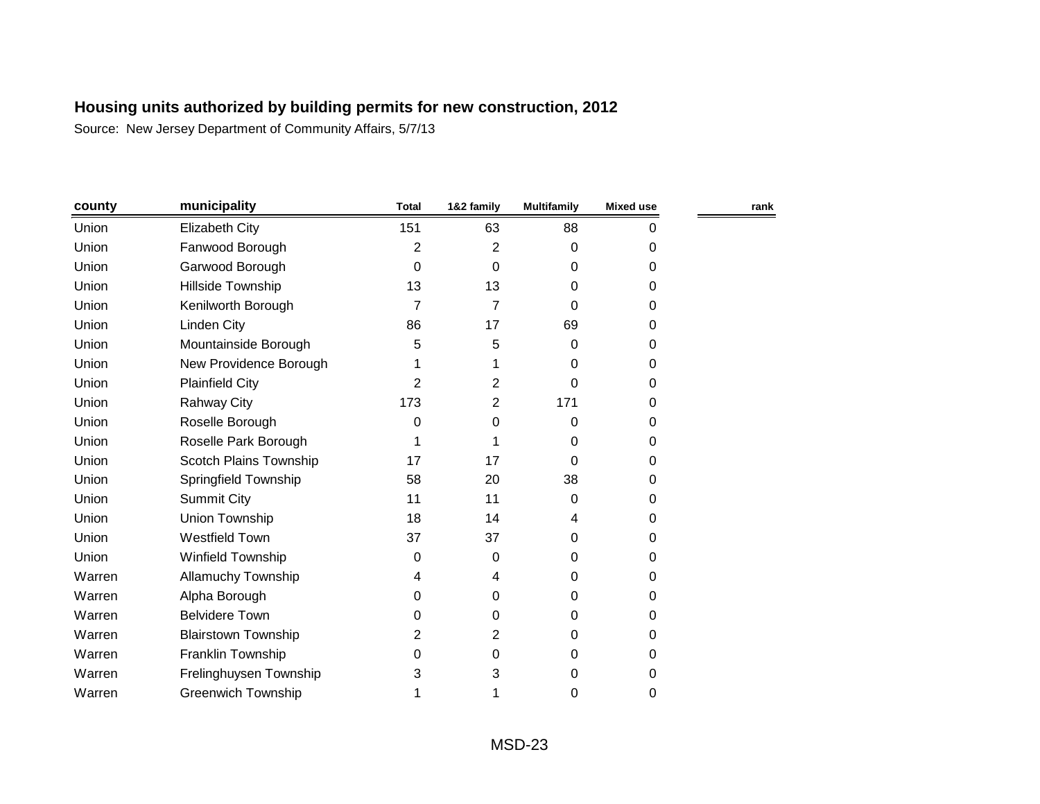# Housing units authorized by building permits for new construction, 2012

Source: New Jersey Department of Community Affairs, 5/7/13

| county | municipality | Total | 1&2 family | Multifamily | Mixed use | rank |
|---|---|---|---|---|---|---|
| Union | Elizabeth City | 151 | 63 | 88 | 0 | |
| Union | Fanwood Borough | 2 | 2 | 0 | 0 | |
| Union | Garwood Borough | 0 | 0 | 0 | 0 | |
| Union | Hillside Township | 13 | 13 | 0 | 0 | |
| Union | Kenilworth Borough | 7 | 7 | 0 | 0 | |
| Union | Linden City | 86 | 17 | 69 | 0 | |
| Union | Mountainside Borough | 5 | 5 | 0 | 0 | |
| Union | New Providence Borough | 1 | 1 | 0 | 0 | |
| Union | Plainfield City | 2 | 2 | 0 | 0 | |
| Union | Rahway City | 173 | 2 | 171 | 0 | |
| Union | Roselle Borough | 0 | 0 | 0 | 0 | |
| Union | Roselle Park Borough | 1 | 1 | 0 | 0 | |
| Union | Scotch Plains Township | 17 | 17 | 0 | 0 | |
| Union | Springfield Township | 58 | 20 | 38 | 0 | |
| Union | Summit City | 11 | 11 | 0 | 0 | |
| Union | Union Township | 18 | 14 | 4 | 0 | |
| Union | Westfield Town | 37 | 37 | 0 | 0 | |
| Union | Winfield Township | 0 | 0 | 0 | 0 | |
| Warren | Allamuchy Township | 4 | 4 | 0 | 0 | |
| Warren | Alpha Borough | 0 | 0 | 0 | 0 | |
| Warren | Belvidere Town | 0 | 0 | 0 | 0 | |
| Warren | Blairstown Township | 2 | 2 | 0 | 0 | |
| Warren | Franklin Township | 0 | 0 | 0 | 0 | |
| Warren | Frelinghuysen Township | 3 | 3 | 0 | 0 | |
| Warren | Greenwich Township | 1 | 1 | 0 | 0 | |

MSD-23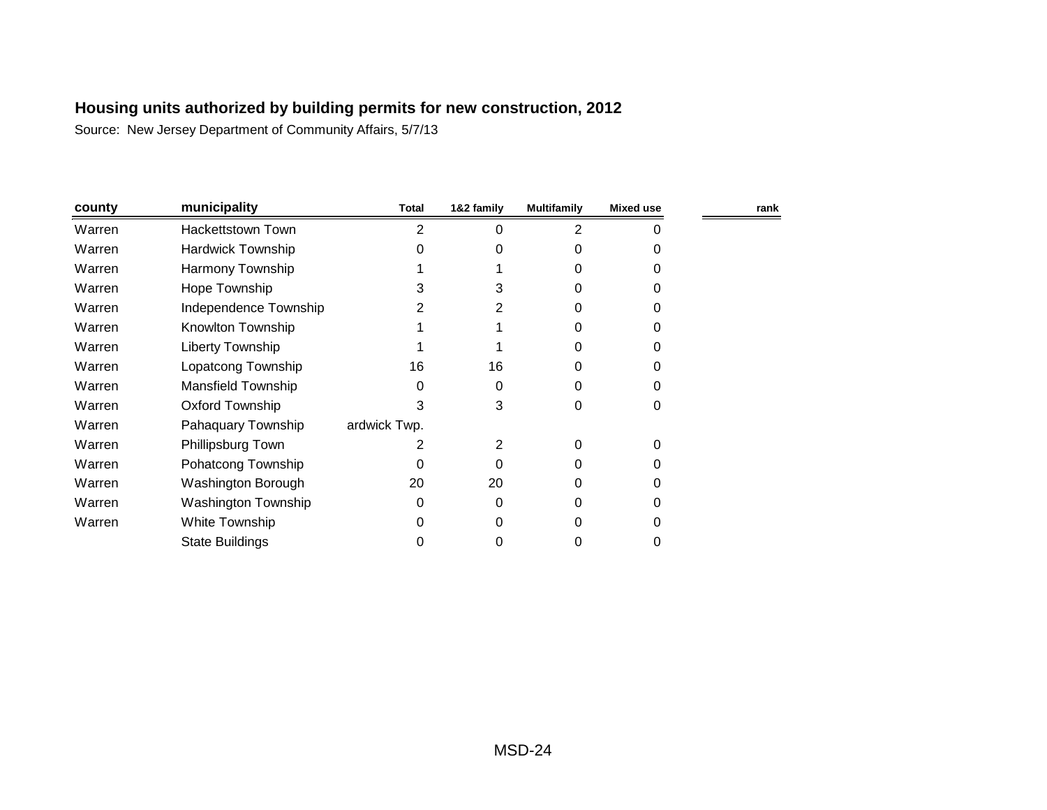**Housing units authorized by building permits for new construction, 2012**

Source: New Jersey Department of Community Affairs, 5/7/13

| county | municipality | Total | 1&2 family | Multifamily | Mixed use | rank |
|---|---|---|---|---|---|---|
| Warren | Hackettstown Town | 2 | 0 | 2 | 0 | |
| Warren | Hardwick Township | 0 | 0 | 0 | 0 | |
| Warren | Harmony Township | 1 | 1 | 0 | 0 | |
| Warren | Hope Township | 3 | 3 | 0 | 0 | |
| Warren | Independence Township | 2 | 2 | 0 | 0 | |
| Warren | Knowlton Township | 1 | 1 | 0 | 0 | |
| Warren | Liberty Township | 1 | 1 | 0 | 0 | |
| Warren | Lopatcong Township | 16 | 16 | 0 | 0 | |
| Warren | Mansfield Township | 0 | 0 | 0 | 0 | |
| Warren | Oxford Township | 3 | 3 | 0 | 0 | |
| Warren | Pahaquary Township | ardwick Twp. | | | | |
| Warren | Phillipsburg Town | 2 | 2 | 0 | 0 | |
| Warren | Pohatcong Township | 0 | 0 | 0 | 0 | |
| Warren | Washington Borough | 20 | 20 | 0 | 0 | |
| Warren | Washington Township | 0 | 0 | 0 | 0 | |
| Warren | White Township | 0 | 0 | 0 | 0 | |
| | State Buildings | 0 | 0 | 0 | 0 | |

MSD-24